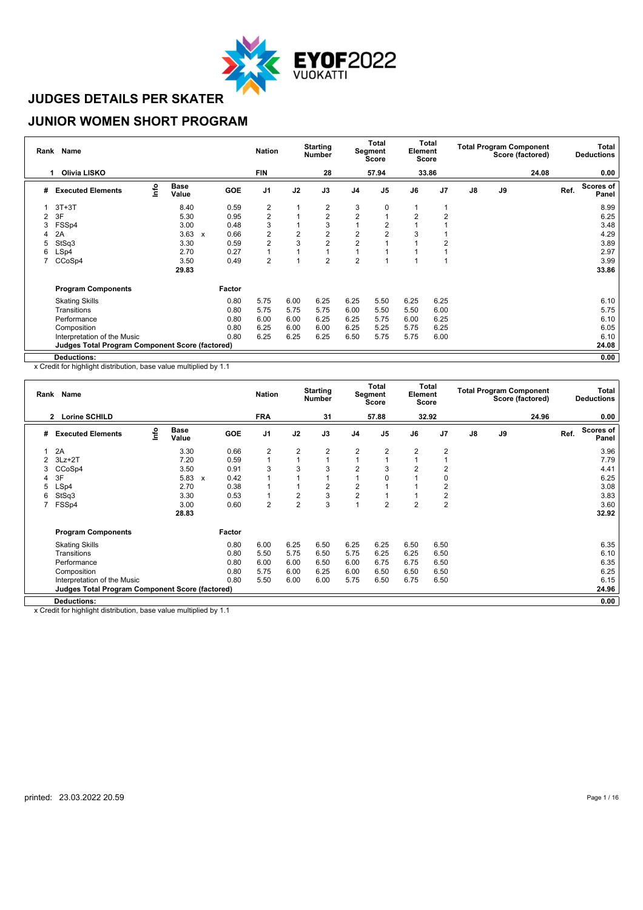EYOF2022 VUOKATTI

# JUDGES DETAILS PER SKATER

## JUNIOR WOMEN SHORT PROGRAM

| Rank | Name | Nation | Starting Number | Total Segment Score | Total Element Score | Total Program Component Score (factored) | Total Deductions |
|---|---|---|---|---|---|---|---|
| 1 | Olivia LISKO | FIN | 28 | 57.94 | 33.86 | 24.08 | 0.00 |

| # | Executed Elements | Info | Base Value | | GOE | J1 | J2 | J3 | J4 | J5 | J6 | J7 | J8 | J9 | Ref. | Scores of Panel |
|---|---|---|---|---|---|---|---|---|---|---|---|---|---|---|---|---|
| 1 | 3T+3T | | 8.40 | | 0.59 | 2 | 1 | 2 | 3 | 0 | 1 | 1 | | | | 8.99 |
| 2 | 3F | | 5.30 | | 0.95 | 2 | 1 | 2 | 2 | 1 | 2 | 2 | | | | 6.25 |
| 3 | FSSp4 | | 3.00 | | 0.48 | 3 | 1 | 3 | 1 | 2 | 1 | 1 | | | | 3.48 |
| 4 | 2A | | 3.63 | x | 0.66 | 2 | 2 | 2 | 2 | 2 | 3 | 1 | | | | 4.29 |
| 5 | StSq3 | | 3.30 | | 0.59 | 2 | 3 | 2 | 2 | 1 | 1 | 2 | | | | 3.89 |
| 6 | LSp4 | | 2.70 | | 0.27 | 1 | 1 | 1 | 1 | 1 | 1 | 1 | | | | 2.97 |
| 7 | CCoSp4 | | 3.50 | | 0.49 | 2 | 1 | 2 | 2 | 1 | 1 | 1 | | | | 3.99 |
| | | | 29.83 | | | | | | | | | | | | | 33.86 |

| Program Components | Factor | J1 | J2 | J3 | J4 | J5 | J6 | J7 | J8 | J9 | Scores of Panel |
|---|---|---|---|---|---|---|---|---|---|---|---|
| Skating Skills | 0.80 | 5.75 | 6.00 | 6.25 | 6.25 | 5.50 | 6.25 | 6.25 | | | 6.10 |
| Transitions | 0.80 | 5.75 | 5.75 | 5.75 | 6.00 | 5.50 | 5.50 | 6.00 | | | 5.75 |
| Performance | 0.80 | 6.00 | 6.00 | 6.25 | 6.25 | 5.75 | 6.00 | 6.25 | | | 6.10 |
| Composition | 0.80 | 6.25 | 6.00 | 6.00 | 6.25 | 5.25 | 5.75 | 6.25 | | | 6.05 |
| Interpretation of the Music | 0.80 | 6.25 | 6.25 | 6.25 | 6.50 | 5.75 | 5.75 | 6.00 | | | 6.10 |
| Judges Total Program Component Score (factored) | | | | | | | | | | | 24.08 |
| Deductions: | | | | | | | | | | | 0.00 |

x Credit for highlight distribution, base value multiplied by 1.1

| Rank | Name | Nation | Starting Number | Total Segment Score | Total Element Score | Total Program Component Score (factored) | Total Deductions |
|---|---|---|---|---|---|---|---|
| 2 | Lorine SCHILD | FRA | 31 | 57.88 | 32.92 | 24.96 | 0.00 |

| # | Executed Elements | Info | Base Value | | GOE | J1 | J2 | J3 | J4 | J5 | J6 | J7 | J8 | J9 | Ref. | Scores of Panel |
|---|---|---|---|---|---|---|---|---|---|---|---|---|---|---|---|---|
| 1 | 2A | | 3.30 | | 0.66 | 2 | 2 | 2 | 2 | 2 | 2 | 2 | | | | 3.96 |
| 2 | 3Lz+2T | | 7.20 | | 0.59 | 1 | 1 | 1 | 1 | 1 | 1 | 1 | | | | 7.79 |
| 3 | CCoSp4 | | 3.50 | | 0.91 | 3 | 3 | 3 | 2 | 3 | 2 | 2 | | | | 4.41 |
| 4 | 3F | | 5.83 | x | 0.42 | 1 | 1 | 1 | 1 | 0 | 1 | 0 | | | | 6.25 |
| 5 | LSp4 | | 2.70 | | 0.38 | 1 | 1 | 2 | 2 | 1 | 1 | 2 | | | | 3.08 |
| 6 | StSq3 | | 3.30 | | 0.53 | 1 | 2 | 3 | 2 | 1 | 1 | 2 | | | | 3.83 |
| 7 | FSSp4 | | 3.00 | | 0.60 | 2 | 2 | 3 | 1 | 2 | 2 | 2 | | | | 3.60 |
| | | | 28.83 | | | | | | | | | | | | | 32.92 |

| Program Components | Factor | J1 | J2 | J3 | J4 | J5 | J6 | J7 | J8 | J9 | Scores of Panel |
|---|---|---|---|---|---|---|---|---|---|---|---|
| Skating Skills | 0.80 | 6.00 | 6.25 | 6.50 | 6.25 | 6.25 | 6.50 | 6.50 | | | 6.35 |
| Transitions | 0.80 | 5.50 | 5.75 | 6.50 | 5.75 | 6.25 | 6.25 | 6.50 | | | 6.10 |
| Performance | 0.80 | 6.00 | 6.00 | 6.50 | 6.00 | 6.75 | 6.75 | 6.50 | | | 6.35 |
| Composition | 0.80 | 5.75 | 6.00 | 6.25 | 6.00 | 6.50 | 6.50 | 6.50 | | | 6.25 |
| Interpretation of the Music | 0.80 | 5.50 | 6.00 | 6.00 | 5.75 | 6.50 | 6.75 | 6.50 | | | 6.15 |
| Judges Total Program Component Score (factored) | | | | | | | | | | | 24.96 |
| Deductions: | | | | | | | | | | | 0.00 |

x Credit for highlight distribution, base value multiplied by 1.1

printed: 23.03.2022 20.59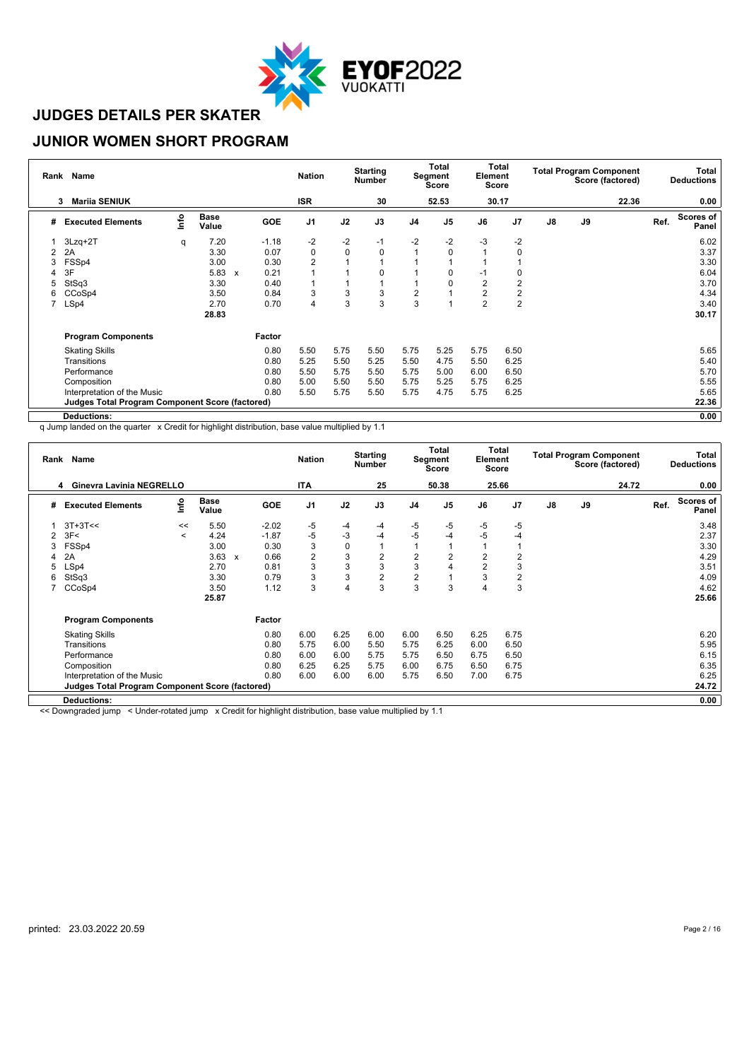# JUDGES DETAILS PER SKATER

## JUNIOR WOMEN SHORT PROGRAM

| Rank | Name | Nation | Starting Number | Total Segment Score | Total Element Score | Total Program Component Score (factored) | Total Deductions |
|---|---|---|---|---|---|---|---|
| 3 | Mariia SENIUK | ISR | 30 | 52.53 | 30.17 | 22.36 | 0.00 |

| # | Executed Elements | Info | Base Value | | GOE | J1 | J2 | J3 | J4 | J5 | J6 | J7 | J8 | J9 | Ref. | Scores of Panel |
|---|---|---|---|---|---|---|---|---|---|---|---|---|---|---|---|---|
| 1 | 3Lzq+2T | q | 7.20 | | -1.18 | -2 | -2 | -1 | -2 | -2 | -3 | -2 | | | | 6.02 |
| 2 | 2A | | 3.30 | | 0.07 | 0 | 0 | 0 | 1 | 0 | 1 | 0 | | | | 3.37 |
| 3 | FSSp4 | | 3.00 | | 0.30 | 2 | 1 | 1 | 1 | 1 | 1 | 1 | | | | 3.30 |
| 4 | 3F | | 5.83 | x | 0.21 | 1 | 1 | 0 | 1 | 0 | -1 | 0 | | | | 6.04 |
| 5 | StSq3 | | 3.30 | | 0.40 | 1 | 1 | 1 | 1 | 0 | 2 | 2 | | | | 3.70 |
| 6 | CCoSp4 | | 3.50 | | 0.84 | 3 | 3 | 3 | 2 | 1 | 2 | 2 | | | | 4.34 |
| 7 | LSp4 | | 2.70 | | 0.70 | 4 | 3 | 3 | 3 | 1 | 2 | 2 | | | | 3.40 |
| | | | 28.83 | | | | | | | | | | | | | 30.17 |

| Program Components | Factor | J1 | J2 | J3 | J4 | J5 | J6 | J7 | J8 | J9 | | Scores of Panel |
|---|---|---|---|---|---|---|---|---|---|---|---|---|
| Skating Skills | 0.80 | 5.50 | 5.75 | 5.50 | 5.75 | 5.25 | 5.75 | 6.50 | | | | 5.65 |
| Transitions | 0.80 | 5.25 | 5.50 | 5.25 | 5.50 | 4.75 | 5.50 | 6.25 | | | | 5.40 |
| Performance | 0.80 | 5.50 | 5.75 | 5.50 | 5.75 | 5.00 | 6.00 | 6.50 | | | | 5.70 |
| Composition | 0.80 | 5.00 | 5.50 | 5.50 | 5.75 | 5.25 | 5.75 | 6.25 | | | | 5.55 |
| Interpretation of the Music | 0.80 | 5.50 | 5.75 | 5.50 | 5.75 | 4.75 | 5.75 | 6.25 | | | | 5.65 |
| **Judges Total Program Component Score (factored)** | | | | | | | | | | | | **22.36** |
| **Deductions:** | | | | | | | | | | | | **0.00** |

q Jump landed on the quarter x Credit for highlight distribution, base value multiplied by 1.1

| Rank | Name | Nation | Starting Number | Total Segment Score | Total Element Score | Total Program Component Score (factored) | Total Deductions |
|---|---|---|---|---|---|---|---|
| 4 | Ginevra Lavinia NEGRELLO | ITA | 25 | 50.38 | 25.66 | 24.72 | 0.00 |

| # | Executed Elements | Info | Base Value | | GOE | J1 | J2 | J3 | J4 | J5 | J6 | J7 | J8 | J9 | Ref. | Scores of Panel |
|---|---|---|---|---|---|---|---|---|---|---|---|---|---|---|---|---|
| 1 | 3T+3T<< | << | 5.50 | | -2.02 | -5 | -4 | -4 | -5 | -5 | -5 | -5 | | | | 3.48 |
| 2 | 3F< | < | 4.24 | | -1.87 | -5 | -3 | -4 | -5 | -4 | -5 | -4 | | | | 2.37 |
| 3 | FSSp4 | | 3.00 | | 0.30 | 3 | 0 | 1 | 1 | 1 | 1 | 1 | | | | 3.30 |
| 4 | 2A | | 3.63 | x | 0.66 | 2 | 3 | 2 | 2 | 2 | 2 | 2 | | | | 4.29 |
| 5 | LSp4 | | 2.70 | | 0.81 | 3 | 3 | 3 | 3 | 4 | 2 | 3 | | | | 3.51 |
| 6 | StSq3 | | 3.30 | | 0.79 | 3 | 3 | 2 | 2 | 1 | 3 | 2 | | | | 4.09 |
| 7 | CCoSp4 | | 3.50 | | 1.12 | 3 | 4 | 3 | 3 | 3 | 4 | 3 | | | | 4.62 |
| | | | 25.87 | | | | | | | | | | | | | 25.66 |

| Program Components | Factor | J1 | J2 | J3 | J4 | J5 | J6 | J7 | J8 | J9 | | Scores of Panel |
|---|---|---|---|---|---|---|---|---|---|---|---|---|
| Skating Skills | 0.80 | 6.00 | 6.25 | 6.00 | 6.00 | 6.50 | 6.25 | 6.75 | | | | 6.20 |
| Transitions | 0.80 | 5.75 | 6.00 | 5.50 | 5.75 | 6.25 | 6.00 | 6.50 | | | | 5.95 |
| Performance | 0.80 | 6.00 | 6.00 | 5.75 | 5.75 | 6.50 | 6.75 | 6.50 | | | | 6.15 |
| Composition | 0.80 | 6.25 | 6.25 | 5.75 | 6.00 | 6.75 | 6.50 | 6.75 | | | | 6.35 |
| Interpretation of the Music | 0.80 | 6.00 | 6.00 | 6.00 | 5.75 | 6.50 | 7.00 | 6.75 | | | | 6.25 |
| **Judges Total Program Component Score (factored)** | | | | | | | | | | | | **24.72** |
| **Deductions:** | | | | | | | | | | | | **0.00** |

<< Downgraded jump < Under-rotated jump x Credit for highlight distribution, base value multiplied by 1.1

printed: 23.03.2022 20.59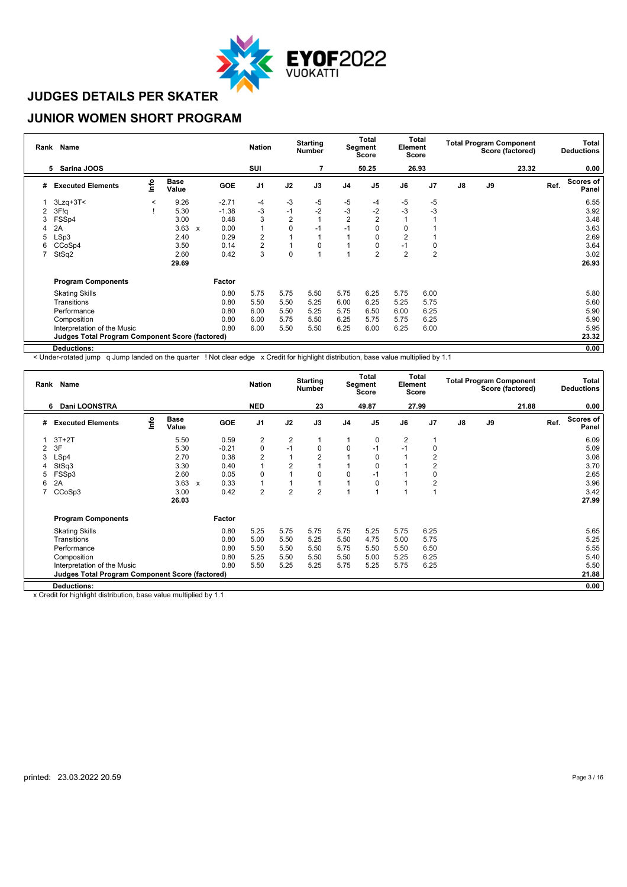# JUDGES DETAILS PER SKATER

## JUNIOR WOMEN SHORT PROGRAM

| Rank | Name | Nation | Starting Number | Total Segment Score | Total Element Score | Total Program Component Score (factored) | Total Deductions |
|---|---|---|---|---|---|---|---|
| 5 | Sarina JOOS | SUI | 7 | 50.25 | 26.93 | 23.32 | 0.00 |

| # | Executed Elements | Info | Base Value | | GOE | J1 | J2 | J3 | J4 | J5 | J6 | J7 | J8 | J9 | Ref. | Scores of Panel |
|---|---|---|---|---|---|---|---|---|---|---|---|---|---|---|---|---|
| 1 | 3Lzq+3T< | < | 9.26 | | -2.71 | -4 | -3 | -5 | -5 | -4 | -5 | -5 | | | | 6.55 |
| 2 | 3F!q | ! | 5.30 | | -1.38 | -3 | -1 | -2 | -3 | -2 | -3 | -3 | | | | 3.92 |
| 3 | FSSp4 | | 3.00 | | 0.48 | 3 | 2 | 1 | 2 | 2 | 1 | 1 | | | | 3.48 |
| 4 | 2A | | 3.63 | x | 0.00 | 1 | 0 | -1 | -1 | 0 | 0 | 1 | | | | 3.63 |
| 5 | LSp3 | | 2.40 | | 0.29 | 2 | 1 | 1 | 1 | 0 | 2 | 1 | | | | 2.69 |
| 6 | CCoSp4 | | 3.50 | | 0.14 | 2 | 1 | 0 | 1 | 0 | -1 | 0 | | | | 3.64 |
| 7 | StSq2 | | 2.60 | | 0.42 | 3 | 0 | 1 | 1 | 2 | 2 | 2 | | | | 3.02 |
| | | | 29.69 | | | | | | | | | | | | | 26.93 |

| Program Components | Factor | J1 | J2 | J3 | J4 | J5 | J6 | J7 | J8 | J9 | Scores of Panel |
|---|---|---|---|---|---|---|---|---|---|---|---|
| Skating Skills | 0.80 | 5.75 | 5.75 | 5.50 | 5.75 | 6.25 | 5.75 | 6.00 | | | 5.80 |
| Transitions | 0.80 | 5.50 | 5.50 | 5.25 | 6.00 | 6.25 | 5.25 | 5.75 | | | 5.60 |
| Performance | 0.80 | 6.00 | 5.50 | 5.25 | 5.75 | 6.50 | 6.00 | 6.25 | | | 5.90 |
| Composition | 0.80 | 6.00 | 5.75 | 5.50 | 6.25 | 5.75 | 5.75 | 6.25 | | | 5.90 |
| Interpretation of the Music | 0.80 | 6.00 | 5.50 | 5.50 | 6.25 | 6.00 | 6.25 | 6.00 | | | 5.95 |
| **Judges Total Program Component Score (factored)** | | | | | | | | | | | 23.32 |

**Deductions:** 0.00

< Under-rotated jump q Jump landed on the quarter ! Not clear edge x Credit for highlight distribution, base value multiplied by 1.1

| Rank | Name | Nation | Starting Number | Total Segment Score | Total Element Score | Total Program Component Score (factored) | Total Deductions |
|---|---|---|---|---|---|---|---|
| 6 | Dani LOONSTRA | NED | 23 | 49.87 | 27.99 | 21.88 | 0.00 |

| # | Executed Elements | Info | Base Value | | GOE | J1 | J2 | J3 | J4 | J5 | J6 | J7 | J8 | J9 | Ref. | Scores of Panel |
|---|---|---|---|---|---|---|---|---|---|---|---|---|---|---|---|---|
| 1 | 3T+2T | | 5.50 | | 0.59 | 2 | 2 | 1 | 1 | 0 | 2 | 1 | | | | 6.09 |
| 2 | 3F | | 5.30 | | -0.21 | 0 | -1 | 0 | 0 | -1 | -1 | 0 | | | | 5.09 |
| 3 | LSp4 | | 2.70 | | 0.38 | 2 | 1 | 2 | 1 | 0 | 1 | 2 | | | | 3.08 |
| 4 | StSq3 | | 3.30 | | 0.40 | 1 | 2 | 1 | 1 | 0 | 1 | 2 | | | | 3.70 |
| 5 | FSSp3 | | 2.60 | | 0.05 | 0 | 1 | 0 | 0 | -1 | 1 | 0 | | | | 2.65 |
| 6 | 2A | | 3.63 | x | 0.33 | 1 | 1 | 1 | 1 | 0 | 1 | 2 | | | | 3.96 |
| 7 | CCoSp3 | | 3.00 | | 0.42 | 2 | 2 | 2 | 1 | 1 | 1 | 1 | | | | 3.42 |
| | | | 26.03 | | | | | | | | | | | | | 27.99 |

| Program Components | Factor | J1 | J2 | J3 | J4 | J5 | J6 | J7 | J8 | J9 | Scores of Panel |
|---|---|---|---|---|---|---|---|---|---|---|---|
| Skating Skills | 0.80 | 5.25 | 5.75 | 5.75 | 5.75 | 5.25 | 5.75 | 6.25 | | | 5.65 |
| Transitions | 0.80 | 5.00 | 5.50 | 5.25 | 5.50 | 4.75 | 5.00 | 5.75 | | | 5.25 |
| Performance | 0.80 | 5.50 | 5.50 | 5.50 | 5.75 | 5.50 | 5.50 | 6.50 | | | 5.55 |
| Composition | 0.80 | 5.25 | 5.50 | 5.50 | 5.50 | 5.00 | 5.25 | 6.25 | | | 5.40 |
| Interpretation of the Music | 0.80 | 5.50 | 5.25 | 5.25 | 5.75 | 5.25 | 5.75 | 6.25 | | | 5.50 |
| **Judges Total Program Component Score (factored)** | | | | | | | | | | | 21.88 |

**Deductions:** 0.00

x Credit for highlight distribution, base value multiplied by 1.1

printed: 23.03.2022 20.59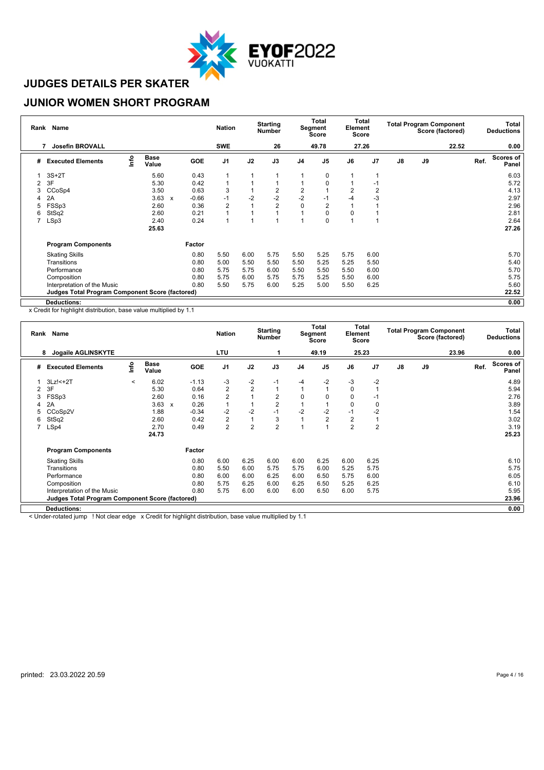# JUDGES DETAILS PER SKATER

## JUNIOR WOMEN SHORT PROGRAM

| Rank | Name | Nation | Starting Number | Total Segment Score | Total Element Score | Total Program Component Score (factored) | Total Deductions |
|---|---|---|---|---|---|---|---|
| 7 | Josefin BROVALL | SWE | 26 | 49.78 | 27.26 | 22.52 | 0.00 |

| # | Executed Elements | Info | Base Value | | GOE | J1 | J2 | J3 | J4 | J5 | J6 | J7 | J8 | J9 | Ref. | Scores of Panel |
|---|---|---|---|---|---|---|---|---|---|---|---|---|---|---|---|---|
| 1 | 3S+2T | | 5.60 | | 0.43 | 1 | 1 | 1 | 1 | 0 | 1 | 1 | | | | 6.03 |
| 2 | 3F | | 5.30 | | 0.42 | 1 | 1 | 1 | 1 | 0 | 1 | -1 | | | | 5.72 |
| 3 | CCoSp4 | | 3.50 | | 0.63 | 3 | 1 | 2 | 2 | 1 | 2 | 2 | | | | 4.13 |
| 4 | 2A | | 3.63 | x | -0.66 | -1 | -2 | -2 | -2 | -1 | -4 | -3 | | | | 2.97 |
| 5 | FSSp3 | | 2.60 | | 0.36 | 2 | 1 | 2 | 0 | 2 | 1 | 1 | | | | 2.96 |
| 6 | StSq2 | | 2.60 | | 0.21 | 1 | 1 | 1 | 1 | 0 | 0 | 1 | | | | 2.81 |
| 7 | LSp3 | | 2.40 | | 0.24 | 1 | 1 | 1 | 1 | 0 | 1 | 1 | | | | 2.64 |
| | | | 25.63 | | | | | | | | | | | | | 27.26 |

| Program Components | Factor | J1 | J2 | J3 | J4 | J5 | J6 | J7 | J8 | J9 | Scores of Panel |
|---|---|---|---|---|---|---|---|---|---|---|---|
| Skating Skills | 0.80 | 5.50 | 6.00 | 5.75 | 5.50 | 5.25 | 5.75 | 6.00 | | | 5.70 |
| Transitions | 0.80 | 5.00 | 5.50 | 5.50 | 5.50 | 5.25 | 5.25 | 5.50 | | | 5.40 |
| Performance | 0.80 | 5.75 | 5.75 | 6.00 | 5.50 | 5.50 | 5.50 | 6.00 | | | 5.70 |
| Composition | 0.80 | 5.75 | 6.00 | 5.75 | 5.75 | 5.25 | 5.50 | 6.00 | | | 5.75 |
| Interpretation of the Music | 0.80 | 5.50 | 5.75 | 6.00 | 5.25 | 5.00 | 5.50 | 6.25 | | | 5.60 |
| **Judges Total Program Component Score (factored)** | | | | | | | | | | | 22.52 |
| **Deductions:** | | | | | | | | | | | 0.00 |

x Credit for highlight distribution, base value multiplied by 1.1

| Rank | Name | Nation | Starting Number | Total Segment Score | Total Element Score | Total Program Component Score (factored) | Total Deductions |
|---|---|---|---|---|---|---|---|
| 8 | Jogaile AGLINSKYTE | LTU | 1 | 49.19 | 25.23 | 23.96 | 0.00 |

| # | Executed Elements | Info | Base Value | | GOE | J1 | J2 | J3 | J4 | J5 | J6 | J7 | J8 | J9 | Ref. | Scores of Panel |
|---|---|---|---|---|---|---|---|---|---|---|---|---|---|---|---|---|
| 1 | 3Lz!<+2T | < | 6.02 | | -1.13 | -3 | -2 | -1 | -4 | -2 | -3 | -2 | | | | 4.89 |
| 2 | 3F | | 5.30 | | 0.64 | 2 | 2 | 1 | 1 | 1 | 0 | 1 | | | | 5.94 |
| 3 | FSSp3 | | 2.60 | | 0.16 | 2 | 1 | 2 | 0 | 0 | 0 | -1 | | | | 2.76 |
| 4 | 2A | | 3.63 | x | 0.26 | 1 | 1 | 2 | 1 | 1 | 0 | 0 | | | | 3.89 |
| 5 | CCoSp2V | | 1.88 | | -0.34 | -2 | -2 | -1 | -2 | -2 | -1 | -2 | | | | 1.54 |
| 6 | StSq2 | | 2.60 | | 0.42 | 2 | 1 | 3 | 1 | 2 | 2 | 1 | | | | 3.02 |
| 7 | LSp4 | | 2.70 | | 0.49 | 2 | 2 | 2 | 1 | 1 | 2 | 2 | | | | 3.19 |
| | | | 24.73 | | | | | | | | | | | | | 25.23 |

| Program Components | Factor | J1 | J2 | J3 | J4 | J5 | J6 | J7 | J8 | J9 | Scores of Panel |
|---|---|---|---|---|---|---|---|---|---|---|---|
| Skating Skills | 0.80 | 6.00 | 6.25 | 6.00 | 6.00 | 6.25 | 6.00 | 6.25 | | | 6.10 |
| Transitions | 0.80 | 5.50 | 6.00 | 5.75 | 5.75 | 6.00 | 5.25 | 5.75 | | | 5.75 |
| Performance | 0.80 | 6.00 | 6.00 | 6.25 | 6.00 | 6.50 | 5.75 | 6.00 | | | 6.05 |
| Composition | 0.80 | 5.75 | 6.25 | 6.00 | 6.25 | 6.50 | 5.25 | 6.25 | | | 6.10 |
| Interpretation of the Music | 0.80 | 5.75 | 6.00 | 6.00 | 6.00 | 6.50 | 6.00 | 5.75 | | | 5.95 |
| **Judges Total Program Component Score (factored)** | | | | | | | | | | | 23.96 |
| **Deductions:** | | | | | | | | | | | 0.00 |

< Under-rotated jump ! Not clear edge x Credit for highlight distribution, base value multiplied by 1.1

printed: 23.03.2022 20.59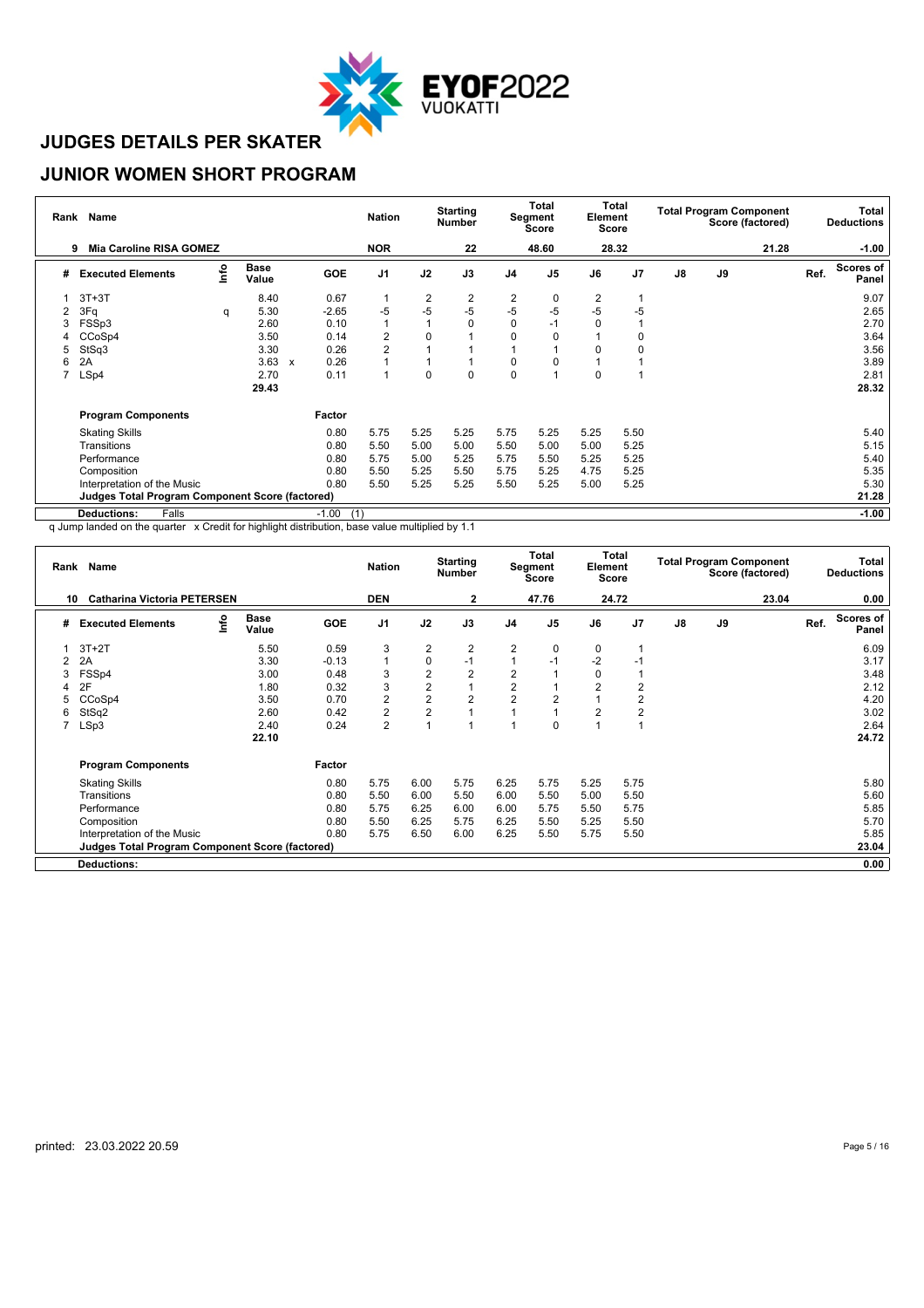# JUDGES DETAILS PER SKATER

## JUNIOR WOMEN SHORT PROGRAM

| Rank | Name | Nation | Starting Number | Total Segment Score | Total Element Score | Total Program Component Score (factored) | Total Deductions |
|---|---|---|---|---|---|---|---|
| 9 | Mia Caroline RISA GOMEZ | NOR | 22 | 48.60 | 28.32 | 21.28 | -1.00 |

| # | Executed Elements | Info | Base Value | | GOE | J1 | J2 | J3 | J4 | J5 | J6 | J7 | J8 | J9 | Ref. | Scores of Panel |
|---|---|---|---|---|---|---|---|---|---|---|---|---|---|---|---|---|
| 1 | 3T+3T | | 8.40 | | 0.67 | 1 | 2 | 2 | 2 | 0 | 2 | 1 | | | | 9.07 |
| 2 | 3Fq | q | 5.30 | | -2.65 | -5 | -5 | -5 | -5 | -5 | -5 | -5 | | | | 2.65 |
| 3 | FSSp3 | | 2.60 | | 0.10 | 1 | 1 | 0 | 0 | -1 | 0 | 1 | | | | 2.70 |
| 4 | CCoSp4 | | 3.50 | | 0.14 | 2 | 0 | 1 | 0 | 0 | 1 | 0 | | | | 3.64 |
| 5 | StSq3 | | 3.30 | | 0.26 | 2 | 1 | 1 | 1 | 1 | 0 | 0 | | | | 3.56 |
| 6 | 2A | | 3.63 | x | 0.26 | 1 | 1 | 1 | 0 | 0 | 1 | 1 | | | | 3.89 |
| 7 | LSp4 | | 2.70 | | 0.11 | 1 | 0 | 0 | 0 | 1 | 0 | 1 | | | | 2.81 |
| | | | 29.43 | | | | | | | | | | | | | 28.32 |

| Program Components | Factor | J1 | J2 | J3 | J4 | J5 | J6 | J7 | J8 | J9 | Scores of Panel |
|---|---|---|---|---|---|---|---|---|---|---|---|
| Skating Skills | 0.80 | 5.75 | 5.25 | 5.25 | 5.75 | 5.25 | 5.25 | 5.50 | | | 5.40 |
| Transitions | 0.80 | 5.50 | 5.00 | 5.00 | 5.50 | 5.00 | 5.00 | 5.25 | | | 5.15 |
| Performance | 0.80 | 5.75 | 5.00 | 5.25 | 5.75 | 5.50 | 5.25 | 5.25 | | | 5.40 |
| Composition | 0.80 | 5.50 | 5.25 | 5.50 | 5.75 | 5.25 | 4.75 | 5.25 | | | 5.35 |
| Interpretation of the Music | 0.80 | 5.50 | 5.25 | 5.25 | 5.50 | 5.25 | 5.00 | 5.25 | | | 5.30 |
| **Judges Total Program Component Score (factored)** | | | | | | | | | | | **21.28** |

**Deductions:** Falls -1.00 (1) **-1.00**

q Jump landed on the quarter x Credit for highlight distribution, base value multiplied by 1.1

| Rank | Name | Nation | Starting Number | Total Segment Score | Total Element Score | Total Program Component Score (factored) | Total Deductions |
|---|---|---|---|---|---|---|---|
| 10 | Catharina Victoria PETERSEN | DEN | 2 | 47.76 | 24.72 | 23.04 | 0.00 |

| # | Executed Elements | Info | Base Value | GOE | J1 | J2 | J3 | J4 | J5 | J6 | J7 | J8 | J9 | Ref. | Scores of Panel |
|---|---|---|---|---|---|---|---|---|---|---|---|---|---|---|---|
| 1 | 3T+2T | | 5.50 | 0.59 | 3 | 2 | 2 | 2 | 0 | 0 | 1 | | | | 6.09 |
| 2 | 2A | | 3.30 | -0.13 | 1 | 0 | -1 | 1 | -1 | -2 | -1 | | | | 3.17 |
| 3 | FSSp4 | | 3.00 | 0.48 | 3 | 2 | 2 | 2 | 1 | 0 | 1 | | | | 3.48 |
| 4 | 2F | | 1.80 | 0.32 | 3 | 2 | 1 | 2 | 1 | 2 | 2 | | | | 2.12 |
| 5 | CCoSp4 | | 3.50 | 0.70 | 2 | 2 | 2 | 2 | 2 | 1 | 2 | | | | 4.20 |
| 6 | StSq2 | | 2.60 | 0.42 | 2 | 2 | 1 | 1 | 1 | 2 | 2 | | | | 3.02 |
| 7 | LSp3 | | 2.40 | 0.24 | 2 | 1 | 1 | 1 | 0 | 1 | 1 | | | | 2.64 |
| | | | 22.10 | | | | | | | | | | | | 24.72 |

| Program Components | Factor | J1 | J2 | J3 | J4 | J5 | J6 | J7 | J8 | J9 | Scores of Panel |
|---|---|---|---|---|---|---|---|---|---|---|---|
| Skating Skills | 0.80 | 5.75 | 6.00 | 5.75 | 6.25 | 5.75 | 5.25 | 5.75 | | | 5.80 |
| Transitions | 0.80 | 5.50 | 6.00 | 5.50 | 6.00 | 5.50 | 5.00 | 5.50 | | | 5.60 |
| Performance | 0.80 | 5.75 | 6.25 | 6.00 | 6.00 | 5.75 | 5.50 | 5.75 | | | 5.85 |
| Composition | 0.80 | 5.50 | 6.25 | 5.75 | 6.25 | 5.50 | 5.25 | 5.50 | | | 5.70 |
| Interpretation of the Music | 0.80 | 5.75 | 6.50 | 6.00 | 6.25 | 5.50 | 5.75 | 5.50 | | | 5.85 |
| **Judges Total Program Component Score (factored)** | | | | | | | | | | | **23.04** |

**Deductions:** **0.00**

printed: 23.03.2022 20.59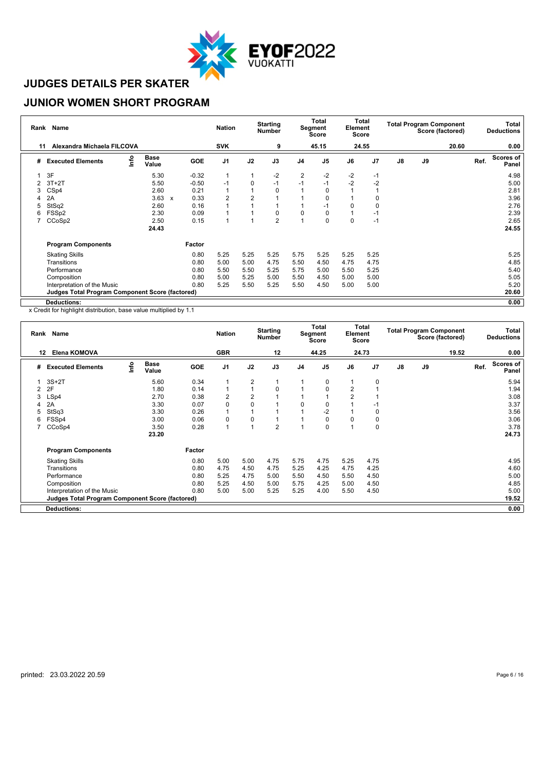# JUDGES DETAILS PER SKATER

## JUNIOR WOMEN SHORT PROGRAM

| Rank | Name | Nation | Starting Number | Total Segment Score | Total Element Score | Total Program Component Score (factored) | Total Deductions |
|---|---|---|---|---|---|---|---|
| 11 | Alexandra Michaela FILCOVA | SVK | 9 | 45.15 | 24.55 | 20.60 | 0.00 |

| # | Executed Elements | Info | Base Value | | GOE | J1 | J2 | J3 | J4 | J5 | J6 | J7 | J8 | J9 | Ref. | Scores of Panel |
|---|---|---|---|---|---|---|---|---|---|---|---|---|---|---|---|---|
| 1 | 3F | | 5.30 | | -0.32 | 1 | 1 | -2 | 2 | -2 | -2 | -1 | | | | 4.98 |
| 2 | 3T+2T | | 5.50 | | -0.50 | -1 | 0 | -1 | -1 | -1 | -2 | -2 | | | | 5.00 |
| 3 | CSp4 | | 2.60 | | 0.21 | 1 | 1 | 0 | 1 | 0 | 1 | 1 | | | | 2.81 |
| 4 | 2A | | 3.63 | x | 0.33 | 2 | 2 | 1 | 1 | 0 | 1 | 0 | | | | 3.96 |
| 5 | StSq2 | | 2.60 | | 0.16 | 1 | 1 | 1 | 1 | -1 | 0 | 0 | | | | 2.76 |
| 6 | FSSp2 | | 2.30 | | 0.09 | 1 | 1 | 0 | 0 | 0 | 1 | -1 | | | | 2.39 |
| 7 | CCoSp2 | | 2.50 | | 0.15 | 1 | 1 | 2 | 1 | 0 | 0 | -1 | | | | 2.65 |
| | | | 24.43 | | | | | | | | | | | | | 24.55 |

| Program Components | Factor | J1 | J2 | J3 | J4 | J5 | J6 | J7 | J8 | J9 | | Scores of Panel |
|---|---|---|---|---|---|---|---|---|---|---|---|---|
| Skating Skills | 0.80 | 5.25 | 5.25 | 5.25 | 5.75 | 5.25 | 5.25 | 5.25 | | | | 5.25 |
| Transitions | 0.80 | 5.00 | 5.00 | 4.75 | 5.50 | 4.50 | 4.75 | 4.75 | | | | 4.85 |
| Performance | 0.80 | 5.50 | 5.50 | 5.25 | 5.75 | 5.00 | 5.50 | 5.25 | | | | 5.40 |
| Composition | 0.80 | 5.00 | 5.25 | 5.00 | 5.50 | 4.50 | 5.00 | 5.00 | | | | 5.05 |
| Interpretation of the Music | 0.80 | 5.25 | 5.50 | 5.25 | 5.50 | 4.50 | 5.00 | 5.00 | | | | 5.20 |
| Judges Total Program Component Score (factored) | | | | | | | | | | | | 20.60 |
| Deductions: | | | | | | | | | | | | 0.00 |

x Credit for highlight distribution, base value multiplied by 1.1

| Rank | Name | Nation | Starting Number | Total Segment Score | Total Element Score | Total Program Component Score (factored) | Total Deductions |
|---|---|---|---|---|---|---|---|
| 12 | Elena KOMOVA | GBR | 12 | 44.25 | 24.73 | 19.52 | 0.00 |

| # | Executed Elements | Info | Base Value | GOE | J1 | J2 | J3 | J4 | J5 | J6 | J7 | J8 | J9 | Ref. | Scores of Panel |
|---|---|---|---|---|---|---|---|---|---|---|---|---|---|---|---|
| 1 | 3S+2T | | 5.60 | 0.34 | 1 | 2 | 1 | 1 | 0 | 1 | 0 | | | | 5.94 |
| 2 | 2F | | 1.80 | 0.14 | 1 | 1 | 0 | 1 | 0 | 2 | 1 | | | | 1.94 |
| 3 | LSp4 | | 2.70 | 0.38 | 2 | 2 | 1 | 1 | 1 | 2 | 1 | | | | 3.08 |
| 4 | 2A | | 3.30 | 0.07 | 0 | 0 | 1 | 0 | 0 | 1 | -1 | | | | 3.37 |
| 5 | StSq3 | | 3.30 | 0.26 | 1 | 1 | 1 | 1 | -2 | 1 | 0 | | | | 3.56 |
| 6 | FSSp4 | | 3.00 | 0.06 | 0 | 0 | 1 | 1 | 0 | 0 | 0 | | | | 3.06 |
| 7 | CCoSp4 | | 3.50 | 0.28 | 1 | 1 | 2 | 1 | 0 | 1 | 0 | | | | 3.78 |
| | | | 23.20 | | | | | | | | | | | | 24.73 |

| Program Components | Factor | J1 | J2 | J3 | J4 | J5 | J6 | J7 | J8 | J9 | | Scores of Panel |
|---|---|---|---|---|---|---|---|---|---|---|---|---|
| Skating Skills | 0.80 | 5.00 | 5.00 | 4.75 | 5.75 | 4.75 | 5.25 | 4.75 | | | | 4.95 |
| Transitions | 0.80 | 4.75 | 4.50 | 4.75 | 5.25 | 4.25 | 4.75 | 4.25 | | | | 4.60 |
| Performance | 0.80 | 5.25 | 4.75 | 5.00 | 5.50 | 4.50 | 5.50 | 4.50 | | | | 5.00 |
| Composition | 0.80 | 5.25 | 4.50 | 5.00 | 5.75 | 4.25 | 5.00 | 4.50 | | | | 4.85 |
| Interpretation of the Music | 0.80 | 5.00 | 5.00 | 5.25 | 5.25 | 4.00 | 5.50 | 4.50 | | | | 5.00 |
| Judges Total Program Component Score (factored) | | | | | | | | | | | | 19.52 |
| Deductions: | | | | | | | | | | | | 0.00 |

printed: 23.03.2022 20.59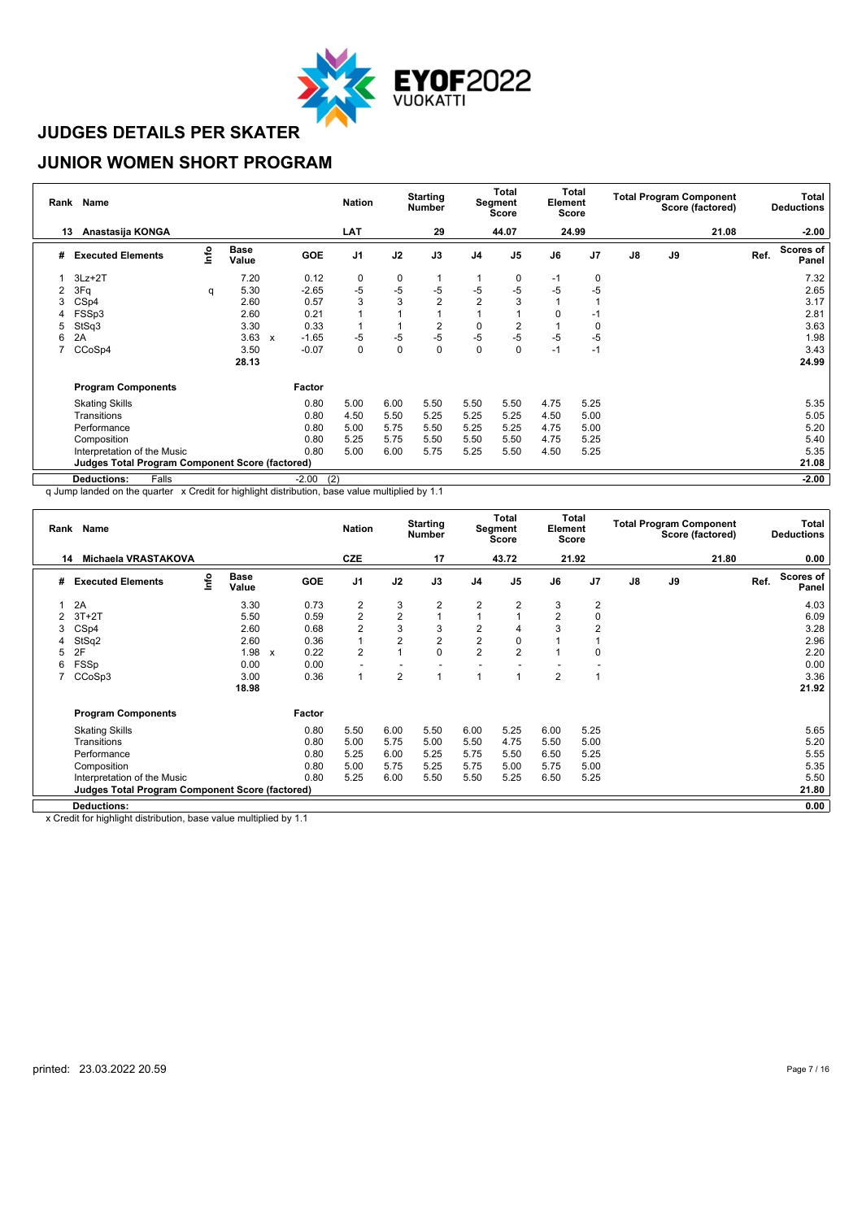# JUDGES DETAILS PER SKATER

## JUNIOR WOMEN SHORT PROGRAM

| Rank | Name | Nation | Starting Number | Total Segment Score | Total Element Score | Total Program Component Score (factored) | Total Deductions |
|---|---|---|---|---|---|---|---|
| 13 | Anastasija KONGA | LAT | 29 | 44.07 | 24.99 | 21.08 | -2.00 |

| # | Executed Elements | Info | Base Value | | GOE | J1 | J2 | J3 | J4 | J5 | J6 | J7 | J8 | J9 | Ref. | Scores of Panel |
|---|---|---|---|---|---|---|---|---|---|---|---|---|---|---|---|---|
| 1 | 3Lz+2T | | 7.20 | | 0.12 | 0 | 0 | 1 | 1 | 0 | -1 | 0 | | | | 7.32 |
| 2 | 3Fq | q | 5.30 | | -2.65 | -5 | -5 | -5 | -5 | -5 | -5 | -5 | | | | 2.65 |
| 3 | CSp4 | | 2.60 | | 0.57 | 3 | 3 | 2 | 2 | 3 | 1 | 1 | | | | 3.17 |
| 4 | FSSp3 | | 2.60 | | 0.21 | 1 | 1 | 1 | 1 | 1 | 0 | -1 | | | | 2.81 |
| 5 | StSq3 | | 3.30 | | 0.33 | 1 | 1 | 2 | 0 | 2 | 1 | 0 | | | | 3.63 |
| 6 | 2A | | 3.63 | x | -1.65 | -5 | -5 | -5 | -5 | -5 | -5 | -5 | | | | 1.98 |
| 7 | CCoSp4 | | 3.50 | | -0.07 | 0 | 0 | 0 | 0 | 0 | -1 | -1 | | | | 3.43 |
| | | | 28.13 | | | | | | | | | | | | | 24.99 |

| Program Components | Factor | J1 | J2 | J3 | J4 | J5 | J6 | J7 | J8 | J9 | Scores of Panel |
|---|---|---|---|---|---|---|---|---|---|---|---|
| Skating Skills | 0.80 | 5.00 | 6.00 | 5.50 | 5.50 | 5.50 | 4.75 | 5.25 | | | 5.35 |
| Transitions | 0.80 | 4.50 | 5.50 | 5.25 | 5.25 | 5.25 | 4.50 | 5.00 | | | 5.05 |
| Performance | 0.80 | 5.00 | 5.75 | 5.50 | 5.25 | 5.25 | 4.75 | 5.00 | | | 5.20 |
| Composition | 0.80 | 5.25 | 5.75 | 5.50 | 5.50 | 5.50 | 4.75 | 5.25 | | | 5.40 |
| Interpretation of the Music | 0.80 | 5.00 | 6.00 | 5.75 | 5.25 | 5.50 | 4.50 | 5.25 | | | 5.35 |
| **Judges Total Program Component Score (factored)** | | | | | | | | | | | 21.08 |
| **Deductions:** Falls | -2.00 (2) | | | | | | | | | | -2.00 |

q Jump landed on the quarter x Credit for highlight distribution, base value multiplied by 1.1

| Rank | Name | Nation | Starting Number | Total Segment Score | Total Element Score | Total Program Component Score (factored) | Total Deductions |
|---|---|---|---|---|---|---|---|
| 14 | Michaela VRASTAKOVA | CZE | 17 | 43.72 | 21.92 | 21.80 | 0.00 |

| # | Executed Elements | Info | Base Value | | GOE | J1 | J2 | J3 | J4 | J5 | J6 | J7 | J8 | J9 | Ref. | Scores of Panel |
|---|---|---|---|---|---|---|---|---|---|---|---|---|---|---|---|---|
| 1 | 2A | | 3.30 | | 0.73 | 2 | 3 | 2 | 2 | 2 | 3 | 2 | | | | 4.03 |
| 2 | 3T+2T | | 5.50 | | 0.59 | 2 | 2 | 1 | 1 | 1 | 2 | 0 | | | | 6.09 |
| 3 | CSp4 | | 2.60 | | 0.68 | 2 | 3 | 3 | 2 | 4 | 3 | 2 | | | | 3.28 |
| 4 | StSq2 | | 2.60 | | 0.36 | 1 | 2 | 2 | 2 | 0 | 1 | 1 | | | | 2.96 |
| 5 | 2F | | 1.98 | x | 0.22 | 2 | 1 | 0 | 2 | 2 | 1 | 0 | | | | 2.20 |
| 6 | FSSp | | 0.00 | | 0.00 | - | - | - | - | - | - | - | | | | 0.00 |
| 7 | CCoSp3 | | 3.00 | | 0.36 | 1 | 2 | 1 | 1 | 1 | 2 | 1 | | | | 3.36 |
| | | | 18.98 | | | | | | | | | | | | | 21.92 |

| Program Components | Factor | J1 | J2 | J3 | J4 | J5 | J6 | J7 | J8 | J9 | Scores of Panel |
|---|---|---|---|---|---|---|---|---|---|---|---|
| Skating Skills | 0.80 | 5.50 | 6.00 | 5.50 | 6.00 | 5.25 | 6.00 | 5.25 | | | 5.65 |
| Transitions | 0.80 | 5.00 | 5.75 | 5.00 | 5.50 | 4.75 | 5.50 | 5.00 | | | 5.20 |
| Performance | 0.80 | 5.25 | 6.00 | 5.25 | 5.75 | 5.50 | 6.50 | 5.25 | | | 5.55 |
| Composition | 0.80 | 5.00 | 5.75 | 5.25 | 5.75 | 5.00 | 5.75 | 5.00 | | | 5.35 |
| Interpretation of the Music | 0.80 | 5.25 | 6.00 | 5.50 | 5.50 | 5.25 | 6.50 | 5.25 | | | 5.50 |
| **Judges Total Program Component Score (factored)** | | | | | | | | | | | 21.80 |
| **Deductions:** | | | | | | | | | | | 0.00 |

x Credit for highlight distribution, base value multiplied by 1.1

printed: 23.03.2022 20.59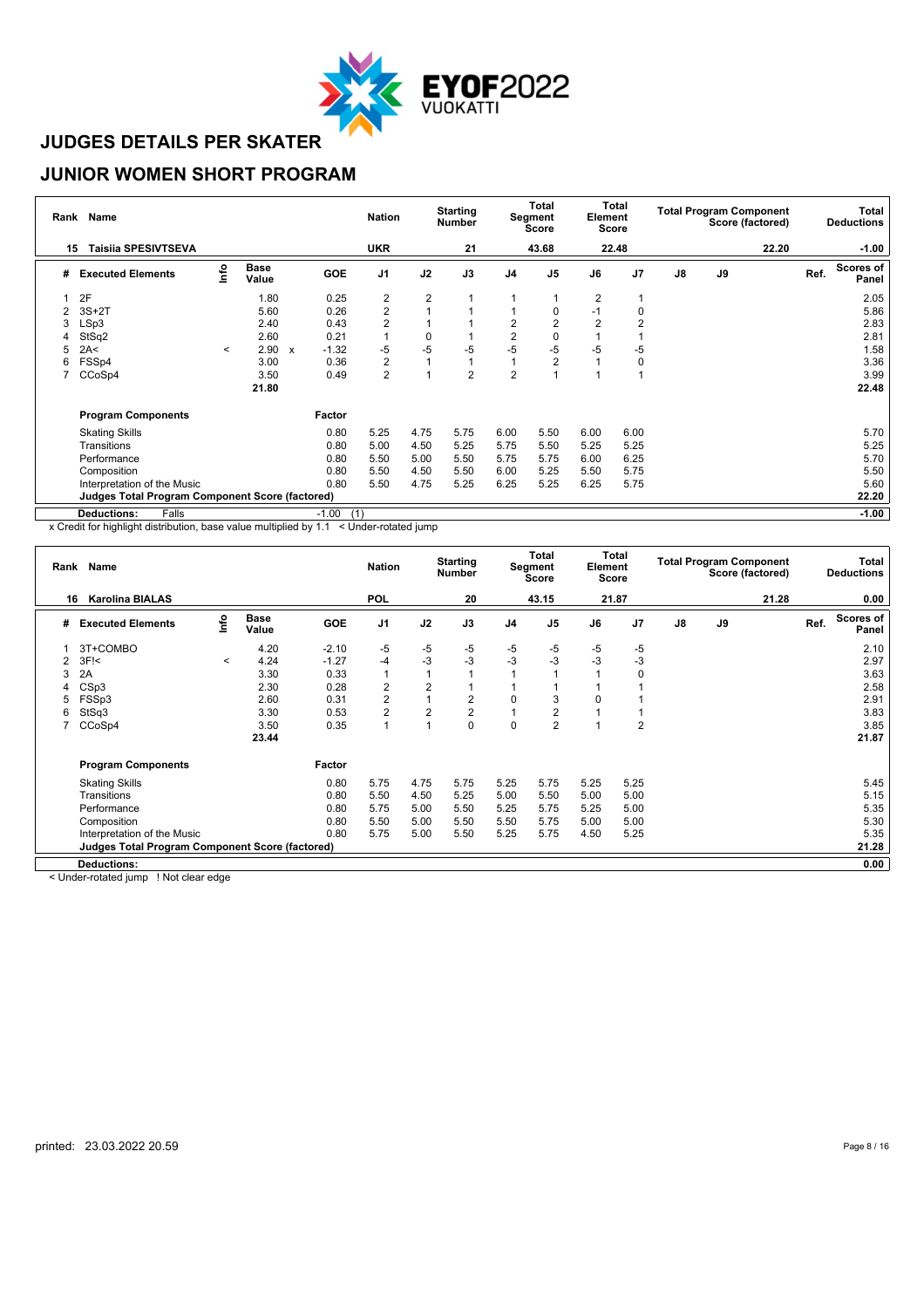# JUDGES DETAILS PER SKATER

## JUNIOR WOMEN SHORT PROGRAM

| Rank | Name | Nation | Starting Number | Total Segment Score | Total Element Score | Total Program Component Score (factored) | Total Deductions |
|---|---|---|---|---|---|---|---|
| 15 | Taisiia SPESIVTSEVA | UKR | 21 | 43.68 | 22.48 | 22.20 | -1.00 |

| # | Executed Elements | Info | Base Value | | GOE | J1 | J2 | J3 | J4 | J5 | J6 | J7 | J8 | J9 | Ref. | Scores of Panel |
|---|---|---|---|---|---|---|---|---|---|---|---|---|---|---|---|---|
| 1 | 2F | | 1.80 | | 0.25 | 2 | 2 | 1 | 1 | 1 | 2 | 1 | | | | 2.05 |
| 2 | 3S+2T | | 5.60 | | 0.26 | 2 | 1 | 1 | 1 | 0 | -1 | 0 | | | | 5.86 |
| 3 | LSp3 | | 2.40 | | 0.43 | 2 | 1 | 1 | 2 | 2 | 2 | 2 | | | | 2.83 |
| 4 | StSq2 | | 2.60 | | 0.21 | 1 | 0 | 1 | 2 | 0 | 1 | 1 | | | | 2.81 |
| 5 | 2A< | < | 2.90 | x | -1.32 | -5 | -5 | -5 | -5 | -5 | -5 | -5 | | | | 1.58 |
| 6 | FSSp4 | | 3.00 | | 0.36 | 2 | 1 | 1 | 1 | 2 | 1 | 0 | | | | 3.36 |
| 7 | CCoSp4 | | 3.50 | | 0.49 | 2 | 1 | 2 | 2 | 1 | 1 | 1 | | | | 3.99 |
| | | | 21.80 | | | | | | | | | | | | | 22.48 |

| Program Components | Factor | J1 | J2 | J3 | J4 | J5 | J6 | J7 | J8 | J9 | Scores of Panel |
|---|---|---|---|---|---|---|---|---|---|---|---|
| Skating Skills | 0.80 | 5.25 | 4.75 | 5.75 | 6.00 | 5.50 | 6.00 | 6.00 | | | 5.70 |
| Transitions | 0.80 | 5.00 | 4.50 | 5.25 | 5.75 | 5.50 | 5.25 | 5.25 | | | 5.25 |
| Performance | 0.80 | 5.50 | 5.00 | 5.50 | 5.75 | 5.75 | 6.00 | 6.25 | | | 5.70 |
| Composition | 0.80 | 5.50 | 4.50 | 5.50 | 6.00 | 5.25 | 5.50 | 5.75 | | | 5.50 |
| Interpretation of the Music | 0.80 | 5.50 | 4.75 | 5.25 | 6.25 | 5.25 | 6.25 | 5.75 | | | 5.60 |
| **Judges Total Program Component Score (factored)** | | | | | | | | | | | **22.20** |

**Deductions:** Falls -1.00 (1) **-1.00**

x Credit for highlight distribution, base value multiplied by 1.1 < Under-rotated jump

| Rank | Name | Nation | Starting Number | Total Segment Score | Total Element Score | Total Program Component Score (factored) | Total Deductions |
|---|---|---|---|---|---|---|---|
| 16 | Karolina BIALAS | POL | 20 | 43.15 | 21.87 | 21.28 | 0.00 |

| # | Executed Elements | Info | Base Value | GOE | J1 | J2 | J3 | J4 | J5 | J6 | J7 | J8 | J9 | Ref. | Scores of Panel |
|---|---|---|---|---|---|---|---|---|---|---|---|---|---|---|---|
| 1 | 3T+COMBO | | 4.20 | -2.10 | -5 | -5 | -5 | -5 | -5 | -5 | -5 | | | | 2.10 |
| 2 | 3F!< | < | 4.24 | -1.27 | -4 | -3 | -3 | -3 | -3 | -3 | -3 | | | | 2.97 |
| 3 | 2A | | 3.30 | 0.33 | 1 | 1 | 1 | 1 | 1 | 1 | 0 | | | | 3.63 |
| 4 | CSp3 | | 2.30 | 0.28 | 2 | 2 | 1 | 1 | 1 | 1 | 1 | | | | 2.58 |
| 5 | FSSp3 | | 2.60 | 0.31 | 2 | 1 | 2 | 0 | 3 | 0 | 1 | | | | 2.91 |
| 6 | StSq3 | | 3.30 | 0.53 | 2 | 2 | 2 | 1 | 2 | 1 | 1 | | | | 3.83 |
| 7 | CCoSp4 | | 3.50 | 0.35 | 1 | 1 | 0 | 0 | 2 | 1 | 2 | | | | 3.85 |
| | | | 23.44 | | | | | | | | | | | | 21.87 |

| Program Components | Factor | J1 | J2 | J3 | J4 | J5 | J6 | J7 | J8 | J9 | Scores of Panel |
|---|---|---|---|---|---|---|---|---|---|---|---|
| Skating Skills | 0.80 | 5.75 | 4.75 | 5.75 | 5.25 | 5.75 | 5.25 | 5.25 | | | 5.45 |
| Transitions | 0.80 | 5.50 | 4.50 | 5.25 | 5.00 | 5.50 | 5.00 | 5.00 | | | 5.15 |
| Performance | 0.80 | 5.75 | 5.00 | 5.50 | 5.25 | 5.75 | 5.25 | 5.00 | | | 5.35 |
| Composition | 0.80 | 5.50 | 5.00 | 5.50 | 5.50 | 5.75 | 5.00 | 5.00 | | | 5.30 |
| Interpretation of the Music | 0.80 | 5.75 | 5.00 | 5.50 | 5.25 | 5.75 | 4.50 | 5.25 | | | 5.35 |
| **Judges Total Program Component Score (factored)** | | | | | | | | | | | **21.28** |

**Deductions:** **0.00**

< Under-rotated jump ! Not clear edge

printed: 23.03.2022 20.59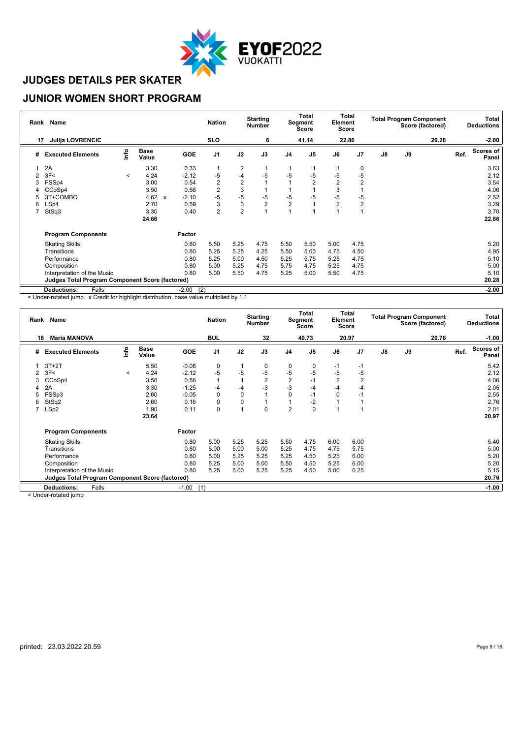# JUDGES DETAILS PER SKATER

## JUNIOR WOMEN SHORT PROGRAM

| Rank | Name | Nation | Starting Number | Total Segment Score | Total Element Score | Total Program Component Score (factored) | Total Deductions |
|---|---|---|---|---|---|---|---|
| 17 | Julija LOVRENCIC | SLO | 6 | 41.14 | 22.86 | 20.28 | -2.00 |

| # | Executed Elements | Info | Base Value | | GOE | J1 | J2 | J3 | J4 | J5 | J6 | J7 | J8 | J9 | Ref. | Scores of Panel |
|---|---|---|---|---|---|---|---|---|---|---|---|---|---|---|---|---|
| 1 | 2A | | 3.30 | | 0.33 | 1 | 2 | 1 | 1 | 1 | 1 | 0 | | | | 3.63 |
| 2 | 3F< | < | 4.24 | | -2.12 | -5 | -4 | -5 | -5 | -5 | -5 | -5 | | | | 2.12 |
| 3 | FSSp4 | | 3.00 | | 0.54 | 2 | 2 | 1 | 1 | 2 | 2 | 2 | | | | 3.54 |
| 4 | CCoSp4 | | 3.50 | | 0.56 | 2 | 3 | 1 | 1 | 1 | 3 | 1 | | | | 4.06 |
| 5 | 3T+COMBO | | 4.62 | x | -2.10 | -5 | -5 | -5 | -5 | -5 | -5 | -5 | | | | 2.52 |
| 6 | LSp4 | | 2.70 | | 0.59 | 3 | 3 | 2 | 2 | 1 | 2 | 2 | | | | 3.29 |
| 7 | StSq3 | | 3.30 | | 0.40 | 2 | 2 | 1 | 1 | 1 | 1 | 1 | | | | 3.70 |
| | | | 24.66 | | | | | | | | | | | | | 22.86 |
| | **Program Components** | | | | Factor | | | | | | | | | | | |
| | Skating Skills | | | | 0.80 | 5.50 | 5.25 | 4.75 | 5.50 | 5.50 | 5.00 | 4.75 | | | | 5.20 |
| | Transitions | | | | 0.80 | 5.25 | 5.25 | 4.25 | 5.50 | 5.00 | 4.75 | 4.50 | | | | 4.95 |
| | Performance | | | | 0.80 | 5.25 | 5.00 | 4.50 | 5.25 | 5.75 | 5.25 | 4.75 | | | | 5.10 |
| | Composition | | | | 0.80 | 5.00 | 5.25 | 4.75 | 5.75 | 4.75 | 5.25 | 4.75 | | | | 5.00 |
| | Interpretation of the Music | | | | 0.80 | 5.00 | 5.50 | 4.75 | 5.25 | 5.00 | 5.50 | 4.75 | | | | 5.10 |
| | **Judges Total Program Component Score (factored)** | | | | | | | | | | | | | | | 20.28 |
| | **Deductions:** Falls | | | | -2.00 (2) | | | | | | | | | | | -2.00 |

< Under-rotated jump x Credit for highlight distribution, base value multiplied by 1.1

| Rank | Name | Nation | Starting Number | Total Segment Score | Total Element Score | Total Program Component Score (factored) | Total Deductions |
|---|---|---|---|---|---|---|---|
| 18 | Maria MANOVA | BUL | 32 | 40.73 | 20.97 | 20.76 | -1.00 |

| # | Executed Elements | Info | Base Value | GOE | J1 | J2 | J3 | J4 | J5 | J6 | J7 | J8 | J9 | Ref. | Scores of Panel |
|---|---|---|---|---|---|---|---|---|---|---|---|---|---|---|---|
| 1 | 3T+2T | | 5.50 | -0.08 | 0 | 1 | 0 | 0 | 0 | -1 | -1 | | | | 5.42 |
| 2 | 3F< | < | 4.24 | -2.12 | -5 | -5 | -5 | -5 | -5 | -5 | -5 | | | | 2.12 |
| 3 | CCoSp4 | | 3.50 | 0.56 | 1 | 1 | 2 | 2 | -1 | 2 | 2 | | | | 4.06 |
| 4 | 2A | | 3.30 | -1.25 | -4 | -4 | -3 | -3 | -4 | -4 | -4 | | | | 2.05 |
| 5 | FSSp3 | | 2.60 | -0.05 | 0 | 0 | 1 | 0 | -1 | 0 | -1 | | | | 2.55 |
| 6 | StSq2 | | 2.60 | 0.16 | 0 | 0 | 1 | 1 | -2 | 1 | 1 | | | | 2.76 |
| 7 | LSp2 | | 1.90 | 0.11 | 0 | 1 | 0 | 2 | 0 | 1 | 1 | | | | 2.01 |
| | | | 23.64 | | | | | | | | | | | | 20.97 |
| | **Program Components** | | | Factor | | | | | | | | | | | |
| | Skating Skills | | | 0.80 | 5.00 | 5.25 | 5.25 | 5.50 | 4.75 | 6.00 | 6.00 | | | | 5.40 |
| | Transitions | | | 0.80 | 5.00 | 5.00 | 5.00 | 5.25 | 4.75 | 4.75 | 5.75 | | | | 5.00 |
| | Performance | | | 0.80 | 5.00 | 5.25 | 5.25 | 5.25 | 4.50 | 5.25 | 6.00 | | | | 5.20 |
| | Composition | | | 0.80 | 5.25 | 5.00 | 5.00 | 5.50 | 4.50 | 5.25 | 6.00 | | | | 5.20 |
| | Interpretation of the Music | | | 0.80 | 5.25 | 5.00 | 5.25 | 5.25 | 4.50 | 5.00 | 6.25 | | | | 5.15 |
| | **Judges Total Program Component Score (factored)** | | | | | | | | | | | | | | 20.76 |
| | **Deductions:** Falls | | | -1.00 (1) | | | | | | | | | | | -1.00 |

< Under-rotated jump

printed: 23.03.2022 20.59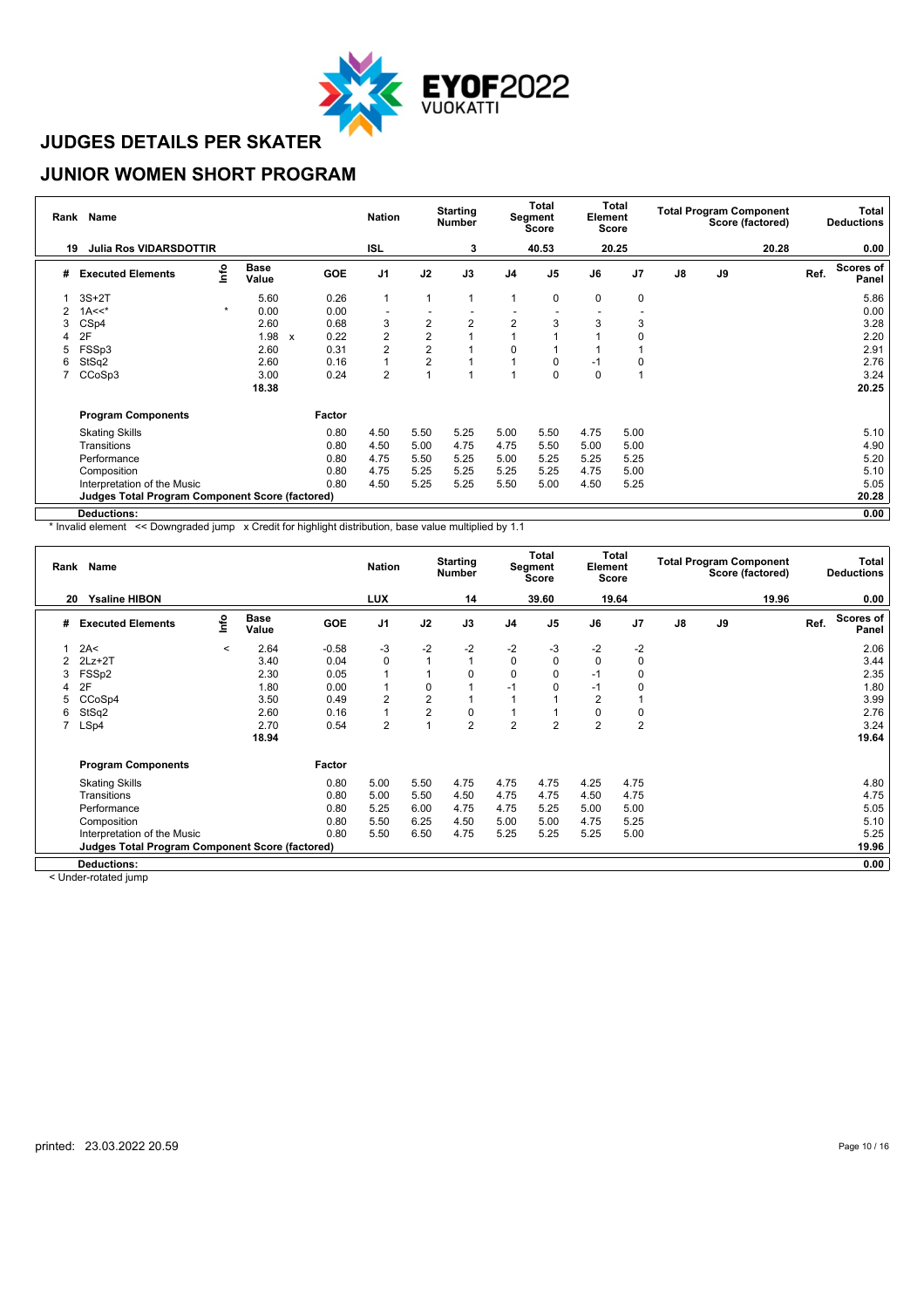# JUDGES DETAILS PER SKATER

## JUNIOR WOMEN SHORT PROGRAM

| Rank | Name | Nation | Starting Number | Total Segment Score | Total Element Score | Total Program Component Score (factored) | Total Deductions |
|---|---|---|---|---|---|---|---|
| 19 | Julia Ros VIDARSDOTTIR | ISL | 3 | 40.53 | 20.25 | 20.28 | 0.00 |

| # | Executed Elements | Info | Base Value | | GOE | J1 | J2 | J3 | J4 | J5 | J6 | J7 | J8 | J9 | Ref. | Scores of Panel |
|---|---|---|---|---|---|---|---|---|---|---|---|---|---|---|---|---|
| 1 | 3S+2T | | 5.60 | | 0.26 | 1 | 1 | 1 | 1 | 0 | 0 | 0 | | | | 5.86 |
| 2 | 1A<<* | * | 0.00 | | 0.00 | - | - | - | - | - | - | - | | | | 0.00 |
| 3 | CSp4 | | 2.60 | | 0.68 | 3 | 2 | 2 | 2 | 3 | 3 | 3 | | | | 3.28 |
| 4 | 2F | | 1.98 | x | 0.22 | 2 | 2 | 1 | 1 | 1 | 1 | 0 | | | | 2.20 |
| 5 | FSSp3 | | 2.60 | | 0.31 | 2 | 2 | 1 | 0 | 1 | 1 | 1 | | | | 2.91 |
| 6 | StSq2 | | 2.60 | | 0.16 | 1 | 2 | 1 | 1 | 0 | -1 | 0 | | | | 2.76 |
| 7 | CCoSp3 | | 3.00 | | 0.24 | 2 | 1 | 1 | 1 | 0 | 0 | 1 | | | | 3.24 |
| | | | 18.38 | | | | | | | | | | | | | 20.25 |

| Program Components | Factor | J1 | J2 | J3 | J4 | J5 | J6 | J7 | J8 | J9 | Scores of Panel |
|---|---|---|---|---|---|---|---|---|---|---|---|
| Skating Skills | 0.80 | 4.50 | 5.50 | 5.25 | 5.00 | 5.50 | 4.75 | 5.00 | | | 5.10 |
| Transitions | 0.80 | 4.50 | 5.00 | 4.75 | 4.75 | 5.50 | 5.00 | 5.00 | | | 4.90 |
| Performance | 0.80 | 4.75 | 5.50 | 5.25 | 5.00 | 5.25 | 5.25 | 5.25 | | | 5.20 |
| Composition | 0.80 | 4.75 | 5.25 | 5.25 | 5.25 | 5.25 | 4.75 | 5.00 | | | 5.10 |
| Interpretation of the Music | 0.80 | 4.50 | 5.25 | 5.25 | 5.50 | 5.00 | 4.50 | 5.25 | | | 5.05 |
| Judges Total Program Component Score (factored) | | | | | | | | | | | 20.28 |
| **Deductions:** | | | | | | | | | | | 0.00 |

\* Invalid element << Downgraded jump x Credit for highlight distribution, base value multiplied by 1.1

| Rank | Name | Nation | Starting Number | Total Segment Score | Total Element Score | Total Program Component Score (factored) | Total Deductions |
|---|---|---|---|---|---|---|---|
| 20 | Ysaline HIBON | LUX | 14 | 39.60 | 19.64 | 19.96 | 0.00 |

| # | Executed Elements | Info | Base Value | | GOE | J1 | J2 | J3 | J4 | J5 | J6 | J7 | J8 | J9 | Ref. | Scores of Panel |
|---|---|---|---|---|---|---|---|---|---|---|---|---|---|---|---|---|
| 1 | 2A< | < | 2.64 | | -0.58 | -3 | -2 | -2 | -2 | -3 | -2 | -2 | | | | 2.06 |
| 2 | 2Lz+2T | | 3.40 | | 0.04 | 0 | 1 | 1 | 0 | 0 | 0 | 0 | | | | 3.44 |
| 3 | FSSp2 | | 2.30 | | 0.05 | 1 | 1 | 0 | 0 | 0 | -1 | 0 | | | | 2.35 |
| 4 | 2F | | 1.80 | | 0.00 | 1 | 0 | 1 | -1 | 0 | -1 | 0 | | | | 1.80 |
| 5 | CCoSp4 | | 3.50 | | 0.49 | 2 | 2 | 1 | 1 | 1 | 2 | 1 | | | | 3.99 |
| 6 | StSq2 | | 2.60 | | 0.16 | 1 | 2 | 0 | 1 | 1 | 0 | 0 | | | | 2.76 |
| 7 | LSp4 | | 2.70 | | 0.54 | 2 | 1 | 2 | 2 | 2 | 2 | 2 | | | | 3.24 |
| | | | 18.94 | | | | | | | | | | | | | 19.64 |

| Program Components | Factor | J1 | J2 | J3 | J4 | J5 | J6 | J7 | J8 | J9 | Scores of Panel |
|---|---|---|---|---|---|---|---|---|---|---|---|
| Skating Skills | 0.80 | 5.00 | 5.50 | 4.75 | 4.75 | 4.75 | 4.25 | 4.75 | | | 4.80 |
| Transitions | 0.80 | 5.00 | 5.50 | 4.50 | 4.75 | 4.75 | 4.50 | 4.75 | | | 4.75 |
| Performance | 0.80 | 5.25 | 6.00 | 4.75 | 4.75 | 5.25 | 5.00 | 5.00 | | | 5.05 |
| Composition | 0.80 | 5.50 | 6.25 | 4.50 | 5.00 | 5.00 | 4.75 | 5.25 | | | 5.10 |
| Interpretation of the Music | 0.80 | 5.50 | 6.50 | 4.75 | 5.25 | 5.25 | 5.25 | 5.00 | | | 5.25 |
| Judges Total Program Component Score (factored) | | | | | | | | | | | 19.96 |
| **Deductions:** | | | | | | | | | | | 0.00 |

< Under-rotated jump

printed: 23.03.2022 20.59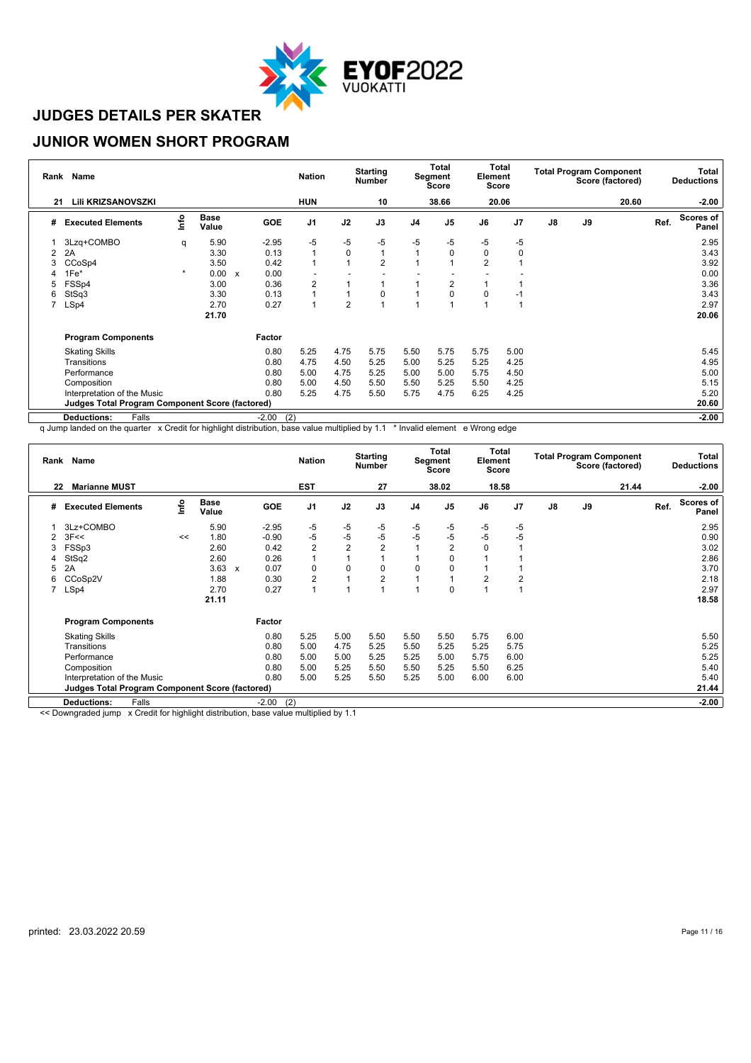# JUDGES DETAILS PER SKATER

## JUNIOR WOMEN SHORT PROGRAM

| Rank | Name | Nation | Starting Number | Total Segment Score | Total Element Score | Total Program Component Score (factored) | Total Deductions |
|---|---|---|---|---|---|---|---|
| 21 | Lili KRIZSANOVSZKI | HUN | 10 | 38.66 | 20.06 | 20.60 | -2.00 |

| # | Executed Elements | Info | Base Value | | GOE | J1 | J2 | J3 | J4 | J5 | J6 | J7 | J8 | J9 | Ref. | Scores of Panel |
|---|---|---|---|---|---|---|---|---|---|---|---|---|---|---|---|---|
| 1 | 3Lzq+COMBO | q | 5.90 | | -2.95 | -5 | -5 | -5 | -5 | -5 | -5 | -5 | | | | 2.95 |
| 2 | 2A | | 3.30 | | 0.13 | 1 | 0 | 1 | 1 | 0 | 0 | 0 | | | | 3.43 |
| 3 | CCoSp4 | | 3.50 | | 0.42 | 1 | 1 | 2 | 1 | 1 | 2 | 1 | | | | 3.92 |
| 4 | 1Fe* | * | 0.00 | x | 0.00 | - | - | - | - | - | - | - | | | | 0.00 |
| 5 | FSSp4 | | 3.00 | | 0.36 | 2 | 1 | 1 | 1 | 2 | 1 | 1 | | | | 3.36 |
| 6 | StSq3 | | 3.30 | | 0.13 | 1 | 1 | 0 | 1 | 0 | 0 | -1 | | | | 3.43 |
| 7 | LSp4 | | 2.70 | | 0.27 | 1 | 2 | 1 | 1 | 1 | 1 | 1 | | | | 2.97 |
| | | | 21.70 | | | | | | | | | | | | | 20.06 |
| | **Program Components** | | | | Factor | | | | | | | | | | | |
| | Skating Skills | | | | 0.80 | 5.25 | 4.75 | 5.75 | 5.50 | 5.75 | 5.75 | 5.00 | | | | 5.45 |
| | Transitions | | | | 0.80 | 4.75 | 4.50 | 5.25 | 5.00 | 5.25 | 5.25 | 4.25 | | | | 4.95 |
| | Performance | | | | 0.80 | 5.00 | 4.75 | 5.25 | 5.00 | 5.00 | 5.75 | 4.50 | | | | 5.00 |
| | Composition | | | | 0.80 | 5.00 | 4.50 | 5.50 | 5.50 | 5.25 | 5.50 | 4.25 | | | | 5.15 |
| | Interpretation of the Music | | | | 0.80 | 5.25 | 4.75 | 5.50 | 5.75 | 4.75 | 6.25 | 4.25 | | | | 5.20 |
| | **Judges Total Program Component Score (factored)** | | | | | | | | | | | | | | | 20.60 |
| | **Deductions:** Falls | | | | -2.00 (2) | | | | | | | | | | | -2.00 |

q Jump landed on the quarter x Credit for highlight distribution, base value multiplied by 1.1 * Invalid element e Wrong edge

| Rank | Name | Nation | Starting Number | Total Segment Score | Total Element Score | Total Program Component Score (factored) | Total Deductions |
|---|---|---|---|---|---|---|---|
| 22 | Marianne MUST | EST | 27 | 38.02 | 18.58 | 21.44 | -2.00 |

| # | Executed Elements | Info | Base Value | | GOE | J1 | J2 | J3 | J4 | J5 | J6 | J7 | J8 | J9 | Ref. | Scores of Panel |
|---|---|---|---|---|---|---|---|---|---|---|---|---|---|---|---|---|
| 1 | 3Lz+COMBO | | 5.90 | | -2.95 | -5 | -5 | -5 | -5 | -5 | -5 | -5 | | | | 2.95 |
| 2 | 3F<< | << | 1.80 | | -0.90 | -5 | -5 | -5 | -5 | -5 | -5 | -5 | | | | 0.90 |
| 3 | FSSp3 | | 2.60 | | 0.42 | 2 | 2 | 2 | 1 | 2 | 0 | 1 | | | | 3.02 |
| 4 | StSq2 | | 2.60 | | 0.26 | 1 | 1 | 1 | 1 | 0 | 1 | 1 | | | | 2.86 |
| 5 | 2A | | 3.63 | x | 0.07 | 0 | 0 | 0 | 0 | 0 | 1 | 1 | | | | 3.70 |
| 6 | CCoSp2V | | 1.88 | | 0.30 | 2 | 1 | 2 | 1 | 1 | 2 | 2 | | | | 2.18 |
| 7 | LSp4 | | 2.70 | | 0.27 | 1 | 1 | 1 | 1 | 0 | 1 | 1 | | | | 2.97 |
| | | | 21.11 | | | | | | | | | | | | | 18.58 |
| | **Program Components** | | | | Factor | | | | | | | | | | | |
| | Skating Skills | | | | 0.80 | 5.25 | 5.00 | 5.50 | 5.50 | 5.50 | 5.75 | 6.00 | | | | 5.50 |
| | Transitions | | | | 0.80 | 5.00 | 4.75 | 5.25 | 5.50 | 5.25 | 5.25 | 5.75 | | | | 5.25 |
| | Performance | | | | 0.80 | 5.00 | 5.00 | 5.25 | 5.25 | 5.00 | 5.75 | 6.00 | | | | 5.25 |
| | Composition | | | | 0.80 | 5.00 | 5.25 | 5.50 | 5.50 | 5.25 | 5.50 | 6.25 | | | | 5.40 |
| | Interpretation of the Music | | | | 0.80 | 5.00 | 5.25 | 5.50 | 5.25 | 5.00 | 6.00 | 6.00 | | | | 5.40 |
| | **Judges Total Program Component Score (factored)** | | | | | | | | | | | | | | | 21.44 |
| | **Deductions:** Falls | | | | -2.00 (2) | | | | | | | | | | | -2.00 |

<< Downgraded jump x Credit for highlight distribution, base value multiplied by 1.1

printed: 23.03.2022 20.59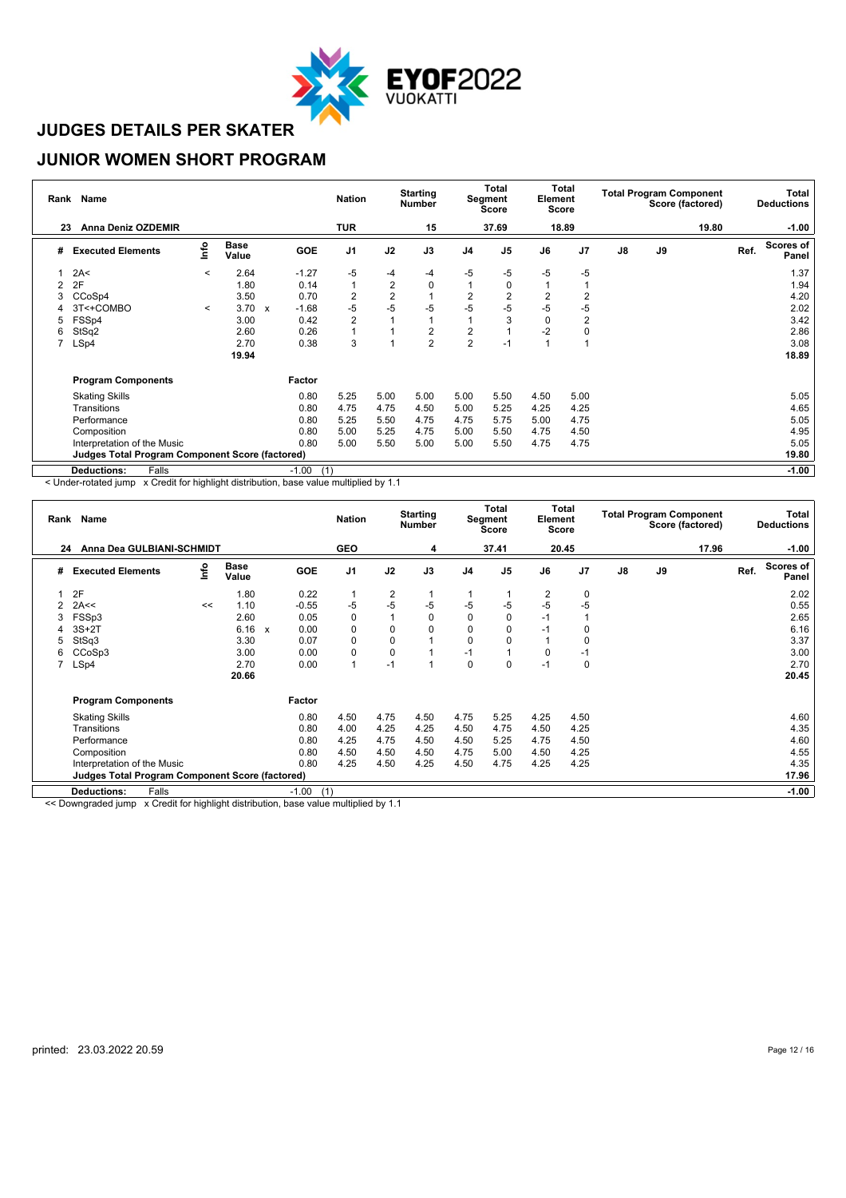# JUDGES DETAILS PER SKATER

## JUNIOR WOMEN SHORT PROGRAM

| Rank | Name | Nation | Starting Number | Total Segment Score | Total Element Score | Total Program Component Score (factored) | Total Deductions |
|---|---|---|---|---|---|---|---|
| 23 | Anna Deniz OZDEMIR | TUR | 15 | 37.69 | 18.89 | 19.80 | -1.00 |

| # | Executed Elements | Info | Base Value | | GOE | J1 | J2 | J3 | J4 | J5 | J6 | J7 | J8 | J9 | Ref. | Scores of Panel |
|---|---|---|---|---|---|---|---|---|---|---|---|---|---|---|---|---|
| 1 | 2A< | < | 2.64 | | -1.27 | -5 | -4 | -4 | -5 | -5 | -5 | -5 | | | | 1.37 |
| 2 | 2F | | 1.80 | | 0.14 | 1 | 2 | 0 | 1 | 0 | 1 | 1 | | | | 1.94 |
| 3 | CCoSp4 | | 3.50 | | 0.70 | 2 | 2 | 1 | 2 | 2 | 2 | 2 | | | | 4.20 |
| 4 | 3T<+COMBO | < | 3.70 | x | -1.68 | -5 | -5 | -5 | -5 | -5 | -5 | -5 | | | | 2.02 |
| 5 | FSSp4 | | 3.00 | | 0.42 | 2 | 1 | 1 | 1 | 3 | 0 | 2 | | | | 3.42 |
| 6 | StSq2 | | 2.60 | | 0.26 | 1 | 1 | 2 | 2 | 1 | -2 | 0 | | | | 2.86 |
| 7 | LSp4 | | 2.70 | | 0.38 | 3 | 1 | 2 | 2 | -1 | 1 | 1 | | | | 3.08 |
| | | | 19.94 | | | | | | | | | | | | | 18.89 |

| Program Components | Factor | J1 | J2 | J3 | J4 | J5 | J6 | J7 | J8 | J9 | Scores of Panel |
|---|---|---|---|---|---|---|---|---|---|---|---|
| Skating Skills | 0.80 | 5.25 | 5.00 | 5.00 | 5.00 | 5.50 | 4.50 | 5.00 | | | 5.05 |
| Transitions | 0.80 | 4.75 | 4.75 | 4.50 | 5.00 | 5.25 | 4.25 | 4.25 | | | 4.65 |
| Performance | 0.80 | 5.25 | 5.50 | 4.75 | 4.75 | 5.75 | 5.00 | 4.75 | | | 5.05 |
| Composition | 0.80 | 5.00 | 5.25 | 4.75 | 5.00 | 5.50 | 4.75 | 4.50 | | | 4.95 |
| Interpretation of the Music | 0.80 | 5.00 | 5.50 | 5.00 | 5.00 | 5.50 | 4.75 | 4.75 | | | 5.05 |
| Judges Total Program Component Score (factored) | | | | | | | | | | | 19.80 |
| Deductions: Falls | -1.00 (1) | | | | | | | | | | -1.00 |

< Under-rotated jump x Credit for highlight distribution, base value multiplied by 1.1

| Rank | Name | Nation | Starting Number | Total Segment Score | Total Element Score | Total Program Component Score (factored) | Total Deductions |
|---|---|---|---|---|---|---|---|
| 24 | Anna Dea GULBIANI-SCHMIDT | GEO | 4 | 37.41 | 20.45 | 17.96 | -1.00 |

| # | Executed Elements | Info | Base Value | | GOE | J1 | J2 | J3 | J4 | J5 | J6 | J7 | J8 | J9 | Ref. | Scores of Panel |
|---|---|---|---|---|---|---|---|---|---|---|---|---|---|---|---|---|
| 1 | 2F | | 1.80 | | 0.22 | 1 | 2 | 1 | 1 | 1 | 2 | 0 | | | | 2.02 |
| 2 | 2A<< | << | 1.10 | | -0.55 | -5 | -5 | -5 | -5 | -5 | -5 | -5 | | | | 0.55 |
| 3 | FSSp3 | | 2.60 | | 0.05 | 0 | 1 | 0 | 0 | 0 | -1 | 1 | | | | 2.65 |
| 4 | 3S+2T | | 6.16 | x | 0.00 | 0 | 0 | 0 | 0 | 0 | -1 | 0 | | | | 6.16 |
| 5 | StSq3 | | 3.30 | | 0.07 | 0 | 0 | 1 | 0 | 0 | 1 | 0 | | | | 3.37 |
| 6 | CCoSp3 | | 3.00 | | 0.00 | 0 | 0 | 1 | -1 | 1 | 0 | -1 | | | | 3.00 |
| 7 | LSp4 | | 2.70 | | 0.00 | 1 | -1 | 1 | 0 | 0 | -1 | 0 | | | | 2.70 |
| | | | 20.66 | | | | | | | | | | | | | 20.45 |

| Program Components | Factor | J1 | J2 | J3 | J4 | J5 | J6 | J7 | J8 | J9 | Scores of Panel |
|---|---|---|---|---|---|---|---|---|---|---|---|
| Skating Skills | 0.80 | 4.50 | 4.75 | 4.50 | 4.75 | 5.25 | 4.25 | 4.50 | | | 4.60 |
| Transitions | 0.80 | 4.00 | 4.25 | 4.25 | 4.50 | 4.75 | 4.50 | 4.25 | | | 4.35 |
| Performance | 0.80 | 4.25 | 4.75 | 4.50 | 4.50 | 5.25 | 4.75 | 4.50 | | | 4.60 |
| Composition | 0.80 | 4.50 | 4.50 | 4.50 | 4.75 | 5.00 | 4.50 | 4.25 | | | 4.55 |
| Interpretation of the Music | 0.80 | 4.25 | 4.50 | 4.25 | 4.50 | 4.75 | 4.25 | 4.25 | | | 4.35 |
| Judges Total Program Component Score (factored) | | | | | | | | | | | 17.96 |
| Deductions: Falls | -1.00 (1) | | | | | | | | | | -1.00 |

<< Downgraded jump x Credit for highlight distribution, base value multiplied by 1.1

printed: 23.03.2022 20.59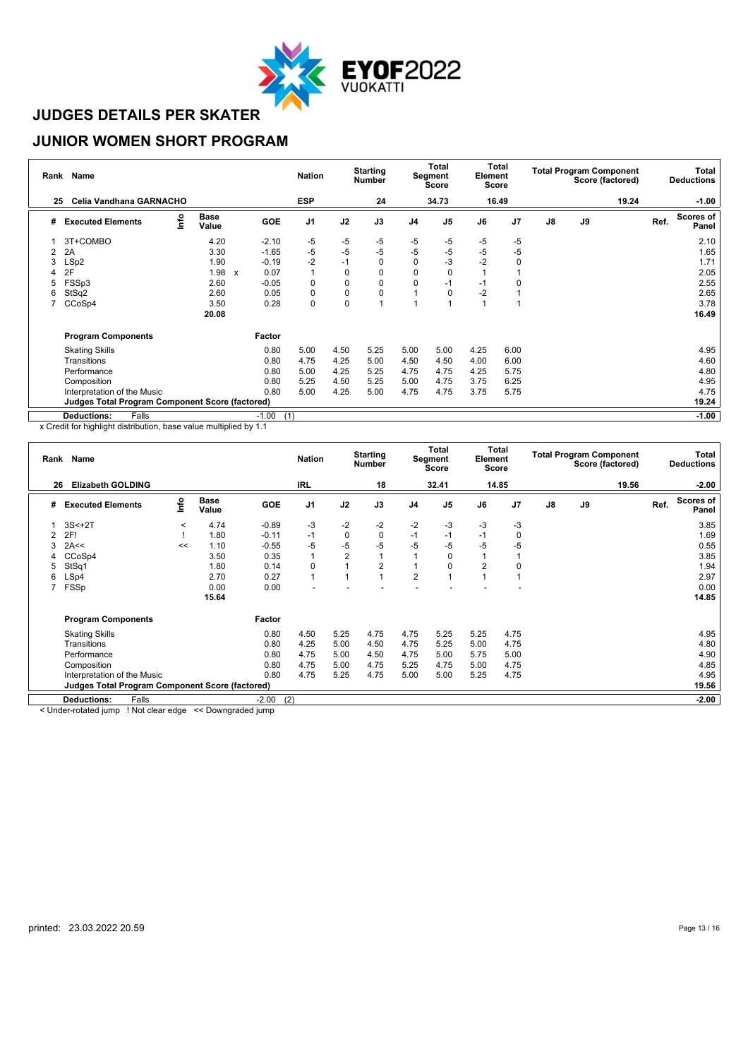# JUDGES DETAILS PER SKATER

## JUNIOR WOMEN SHORT PROGRAM

| Rank | Name | Nation | Starting Number | Total Segment Score | Total Element Score | Total Program Component Score (factored) | Total Deductions |
|---|---|---|---|---|---|---|---|
| 25 | Celia Vandhana GARNACHO | ESP | 24 | 34.73 | 16.49 | 19.24 | -1.00 |

| # | Executed Elements | Info | Base Value | | GOE | J1 | J2 | J3 | J4 | J5 | J6 | J7 | J8 | J9 | Ref. | Scores of Panel |
|---|---|---|---|---|---|---|---|---|---|---|---|---|---|---|---|---|
| 1 | 3T+COMBO | | 4.20 | | -2.10 | -5 | -5 | -5 | -5 | -5 | -5 | -5 | | | | 2.10 |
| 2 | 2A | | 3.30 | | -1.65 | -5 | -5 | -5 | -5 | -5 | -5 | -5 | | | | 1.65 |
| 3 | LSp2 | | 1.90 | | -0.19 | -2 | -1 | 0 | 0 | -3 | -2 | 0 | | | | 1.71 |
| 4 | 2F | | 1.98 | x | 0.07 | 1 | 0 | 0 | 0 | 0 | 1 | 1 | | | | 2.05 |
| 5 | FSSp3 | | 2.60 | | -0.05 | 0 | 0 | 0 | 0 | -1 | -1 | 0 | | | | 2.55 |
| 6 | StSq2 | | 2.60 | | 0.05 | 0 | 0 | 0 | 1 | 0 | -2 | 1 | | | | 2.65 |
| 7 | CCoSp4 | | 3.50 | | 0.28 | 0 | 0 | 1 | 1 | 1 | 1 | 1 | | | | 3.78 |
| | | | 20.08 | | | | | | | | | | | | | 16.49 |

| Program Components | Factor | J1 | J2 | J3 | J4 | J5 | J6 | J7 | J8 | J9 | Scores of Panel |
|---|---|---|---|---|---|---|---|---|---|---|---|
| Skating Skills | 0.80 | 5.00 | 4.50 | 5.25 | 5.00 | 5.00 | 4.25 | 6.00 | | | 4.95 |
| Transitions | 0.80 | 4.75 | 4.25 | 5.00 | 4.50 | 4.50 | 4.00 | 6.00 | | | 4.60 |
| Performance | 0.80 | 5.00 | 4.25 | 5.25 | 4.75 | 4.75 | 4.25 | 5.75 | | | 4.80 |
| Composition | 0.80 | 5.25 | 4.50 | 5.25 | 5.00 | 4.75 | 3.75 | 6.25 | | | 4.95 |
| Interpretation of the Music | 0.80 | 5.00 | 4.25 | 5.00 | 4.75 | 4.75 | 3.75 | 5.75 | | | 4.75 |
| **Judges Total Program Component Score (factored)** | | | | | | | | | | | 19.24 |
| **Deductions:** Falls | -1.00 (1) | | | | | | | | | | -1.00 |

x Credit for highlight distribution, base value multiplied by 1.1

| Rank | Name | Nation | Starting Number | Total Segment Score | Total Element Score | Total Program Component Score (factored) | Total Deductions |
|---|---|---|---|---|---|---|---|
| 26 | Elizabeth GOLDING | IRL | 18 | 32.41 | 14.85 | 19.56 | -2.00 |

| # | Executed Elements | Info | Base Value | GOE | J1 | J2 | J3 | J4 | J5 | J6 | J7 | J8 | J9 | Ref. | Scores of Panel |
|---|---|---|---|---|---|---|---|---|---|---|---|---|---|---|---|
| 1 | 3S<+2T | < | 4.74 | -0.89 | -3 | -2 | -2 | -2 | -3 | -3 | -3 | | | | 3.85 |
| 2 | 2F! | ! | 1.80 | -0.11 | -1 | 0 | 0 | -1 | -1 | -1 | 0 | | | | 1.69 |
| 3 | 2A<< | << | 1.10 | -0.55 | -5 | -5 | -5 | -5 | -5 | -5 | -5 | | | | 0.55 |
| 4 | CCoSp4 | | 3.50 | 0.35 | 1 | 2 | 1 | 1 | 0 | 1 | 1 | | | | 3.85 |
| 5 | StSq1 | | 1.80 | 0.14 | 0 | 1 | 2 | 1 | 0 | 2 | 0 | | | | 1.94 |
| 6 | LSp4 | | 2.70 | 0.27 | 1 | 1 | 1 | 2 | 1 | 1 | 1 | | | | 2.97 |
| 7 | FSSp | | 0.00 | 0.00 | - | - | - | - | - | - | - | | | | 0.00 |
| | | | 15.64 | | | | | | | | | | | | 14.85 |

| Program Components | Factor | J1 | J2 | J3 | J4 | J5 | J6 | J7 | J8 | J9 | Scores of Panel |
|---|---|---|---|---|---|---|---|---|---|---|---|
| Skating Skills | 0.80 | 4.50 | 5.25 | 4.75 | 4.75 | 5.25 | 5.25 | 4.75 | | | 4.95 |
| Transitions | 0.80 | 4.25 | 5.00 | 4.50 | 4.75 | 5.25 | 5.00 | 4.75 | | | 4.80 |
| Performance | 0.80 | 4.75 | 5.00 | 4.50 | 4.75 | 5.00 | 5.75 | 5.00 | | | 4.90 |
| Composition | 0.80 | 4.75 | 5.00 | 4.75 | 5.25 | 4.75 | 5.00 | 4.75 | | | 4.85 |
| Interpretation of the Music | 0.80 | 4.75 | 5.25 | 4.75 | 5.00 | 5.00 | 5.25 | 4.75 | | | 4.95 |
| **Judges Total Program Component Score (factored)** | | | | | | | | | | | 19.56 |
| **Deductions:** Falls | -2.00 (2) | | | | | | | | | | -2.00 |

< Under-rotated jump ! Not clear edge << Downgraded jump

printed: 23.03.2022 20.59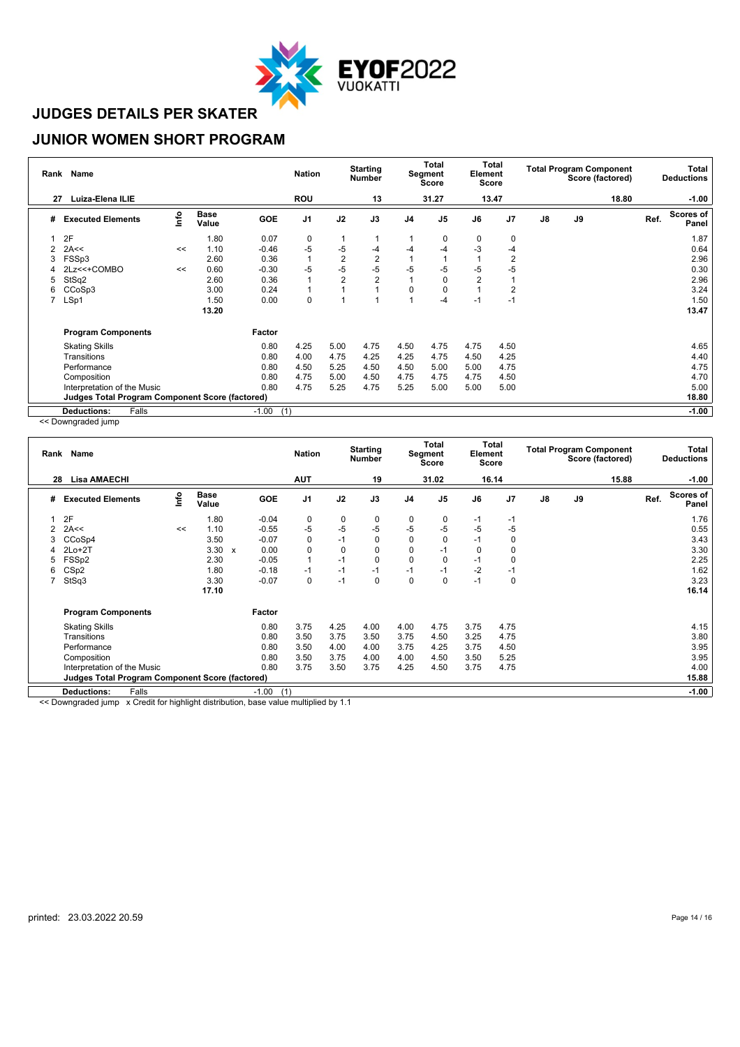# JUDGES DETAILS PER SKATER

## JUNIOR WOMEN SHORT PROGRAM

| Rank | Name | Nation | Starting Number | Total Segment Score | Total Element Score | Total Program Component Score (factored) | Total Deductions |
|---|---|---|---|---|---|---|---|
| 27 | Luiza-Elena ILIE | ROU | 13 | 31.27 | 13.47 | 18.80 | -1.00 |

| # | Executed Elements | Info | Base Value | GOE | J1 | J2 | J3 | J4 | J5 | J6 | J7 | J8 | J9 | Ref. | Scores of Panel |
|---|---|---|---|---|---|---|---|---|---|---|---|---|---|---|---|
| 1 | 2F | | 1.80 | 0.07 | 0 | 1 | 1 | 1 | 0 | 0 | 0 | | | | 1.87 |
| 2 | 2A<< | << | 1.10 | -0.46 | -5 | -5 | -4 | -4 | -4 | -3 | -4 | | | | 0.64 |
| 3 | FSSp3 | | 2.60 | 0.36 | 1 | 2 | 2 | 1 | 1 | 1 | 2 | | | | 2.96 |
| 4 | 2Lz<<+COMBO | << | 0.60 | -0.30 | -5 | -5 | -5 | -5 | -5 | -5 | -5 | | | | 0.30 |
| 5 | StSq2 | | 2.60 | 0.36 | 1 | 2 | 2 | 1 | 0 | 2 | 1 | | | | 2.96 |
| 6 | CCoSp3 | | 3.00 | 0.24 | 1 | 1 | 1 | 0 | 0 | 1 | 2 | | | | 3.24 |
| 7 | LSp1 | | 1.50 | 0.00 | 0 | 1 | 1 | 1 | -4 | -1 | -1 | | | | 1.50 |
| | | | 13.20 | | | | | | | | | | | | 13.47 |

| Program Components | Factor | J1 | J2 | J3 | J4 | J5 | J6 | J7 | J8 | J9 | Scores of Panel |
|---|---|---|---|---|---|---|---|---|---|---|---|
| Skating Skills | 0.80 | 4.25 | 5.00 | 4.75 | 4.50 | 4.75 | 4.75 | 4.50 | | | 4.65 |
| Transitions | 0.80 | 4.00 | 4.75 | 4.25 | 4.25 | 4.75 | 4.50 | 4.25 | | | 4.40 |
| Performance | 0.80 | 4.50 | 5.25 | 4.50 | 4.50 | 5.00 | 5.00 | 4.75 | | | 4.75 |
| Composition | 0.80 | 4.75 | 5.00 | 4.50 | 4.75 | 4.75 | 4.75 | 4.50 | | | 4.70 |
| Interpretation of the Music | 0.80 | 4.75 | 5.25 | 4.75 | 5.25 | 5.00 | 5.00 | 5.00 | | | 5.00 |
| **Judges Total Program Component Score (factored)** | | | | | | | | | | | **18.80** |
| **Deductions:** Falls | -1.00 (1) | | | | | | | | | | **-1.00** |

<< Downgraded jump

| Rank | Name | Nation | Starting Number | Total Segment Score | Total Element Score | Total Program Component Score (factored) | Total Deductions |
|---|---|---|---|---|---|---|---|
| 28 | Lisa AMAECHI | AUT | 19 | 31.02 | 16.14 | 15.88 | -1.00 |

| # | Executed Elements | Info | Base Value | | GOE | J1 | J2 | J3 | J4 | J5 | J6 | J7 | J8 | J9 | Ref. | Scores of Panel |
|---|---|---|---|---|---|---|---|---|---|---|---|---|---|---|---|---|
| 1 | 2F | | 1.80 | | -0.04 | 0 | 0 | 0 | 0 | 0 | -1 | -1 | | | | 1.76 |
| 2 | 2A<< | << | 1.10 | | -0.55 | -5 | -5 | -5 | -5 | -5 | -5 | -5 | | | | 0.55 |
| 3 | CCoSp4 | | 3.50 | | -0.07 | 0 | -1 | 0 | 0 | 0 | -1 | 0 | | | | 3.43 |
| 4 | 2Lo+2T | | 3.30 | x | 0.00 | 0 | 0 | 0 | 0 | -1 | 0 | 0 | | | | 3.30 |
| 5 | FSSp2 | | 2.30 | | -0.05 | 1 | -1 | 0 | 0 | 0 | -1 | 0 | | | | 2.25 |
| 6 | CSp2 | | 1.80 | | -0.18 | -1 | -1 | -1 | -1 | -1 | -2 | -1 | | | | 1.62 |
| 7 | StSq3 | | 3.30 | | -0.07 | 0 | -1 | 0 | 0 | 0 | -1 | 0 | | | | 3.23 |
| | | | 17.10 | | | | | | | | | | | | | 16.14 |

| Program Components | Factor | J1 | J2 | J3 | J4 | J5 | J6 | J7 | J8 | J9 | Scores of Panel |
|---|---|---|---|---|---|---|---|---|---|---|---|
| Skating Skills | 0.80 | 3.75 | 4.25 | 4.00 | 4.00 | 4.75 | 3.75 | 4.75 | | | 4.15 |
| Transitions | 0.80 | 3.50 | 3.75 | 3.50 | 3.75 | 4.50 | 3.25 | 4.75 | | | 3.80 |
| Performance | 0.80 | 3.50 | 4.00 | 4.00 | 3.75 | 4.25 | 3.75 | 4.50 | | | 3.95 |
| Composition | 0.80 | 3.50 | 3.75 | 4.00 | 4.00 | 4.50 | 3.50 | 5.25 | | | 3.95 |
| Interpretation of the Music | 0.80 | 3.75 | 3.50 | 3.75 | 4.25 | 4.50 | 3.75 | 4.75 | | | 4.00 |
| **Judges Total Program Component Score (factored)** | | | | | | | | | | | **15.88** |
| **Deductions:** Falls | -1.00 (1) | | | | | | | | | | **-1.00** |

<< Downgraded jump x Credit for highlight distribution, base value multiplied by 1.1

printed: 23.03.2022 20.59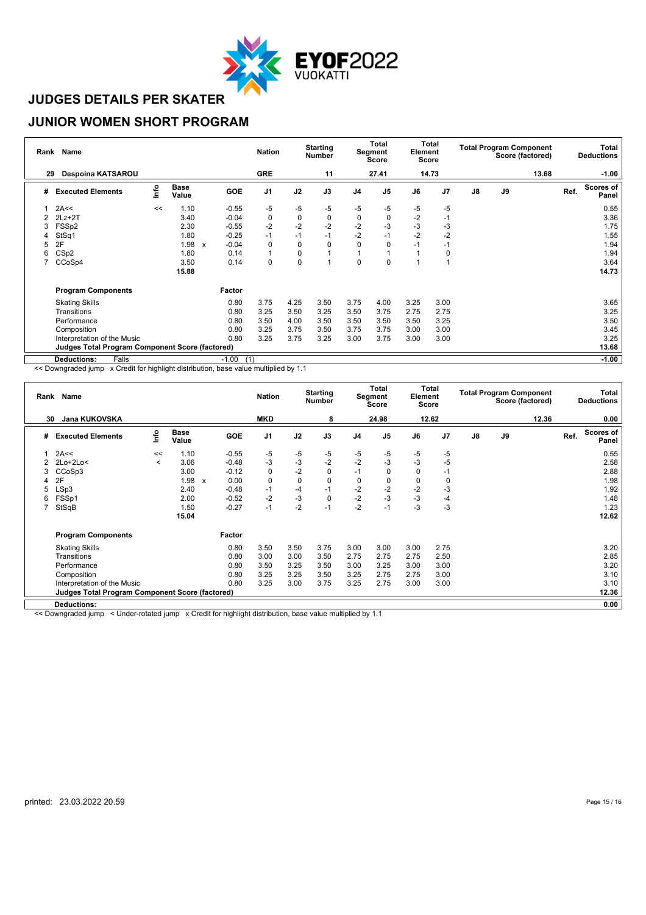# JUDGES DETAILS PER SKATER

## JUNIOR WOMEN SHORT PROGRAM

| Rank | Name | Nation | Starting Number | Total Segment Score | Total Element Score | Total Program Component Score (factored) | Total Deductions |
|---|---|---|---|---|---|---|---|
| 29 | Despoina KATSAROU | GRE | 11 | 27.41 | 14.73 | 13.68 | -1.00 |

| # | Executed Elements | Info | Base Value | | GOE | J1 | J2 | J3 | J4 | J5 | J6 | J7 | J8 | J9 | Ref. | Scores of Panel |
|---|---|---|---|---|---|---|---|---|---|---|---|---|---|---|---|---|
| 1 | 2A<< | << | 1.10 | | -0.55 | -5 | -5 | -5 | -5 | -5 | -5 | -5 | | | | 0.55 |
| 2 | 2Lz+2T | | 3.40 | | -0.04 | 0 | 0 | 0 | 0 | 0 | -2 | -1 | | | | 3.36 |
| 3 | FSSp2 | | 2.30 | | -0.55 | -2 | -2 | -2 | -2 | -3 | -3 | -3 | | | | 1.75 |
| 4 | StSq1 | | 1.80 | | -0.25 | -1 | -1 | -1 | -2 | -1 | -2 | -2 | | | | 1.55 |
| 5 | 2F | | 1.98 | x | -0.04 | 0 | 0 | 0 | 0 | 0 | -1 | -1 | | | | 1.94 |
| 6 | CSp2 | | 1.80 | | 0.14 | 1 | 0 | 1 | 1 | 1 | 1 | 0 | | | | 1.94 |
| 7 | CCoSp4 | | 3.50 | | 0.14 | 0 | 0 | 1 | 0 | 0 | 1 | 1 | | | | 3.64 |
| | | | 15.88 | | | | | | | | | | | | | 14.73 |

| Program Components | Factor | J1 | J2 | J3 | J4 | J5 | J6 | J7 | J8 | J9 | Scores of Panel |
|---|---|---|---|---|---|---|---|---|---|---|---|
| Skating Skills | 0.80 | 3.75 | 4.25 | 3.50 | 3.75 | 4.00 | 3.25 | 3.00 | | | 3.65 |
| Transitions | 0.80 | 3.25 | 3.50 | 3.25 | 3.50 | 3.75 | 2.75 | 2.75 | | | 3.25 |
| Performance | 0.80 | 3.50 | 4.00 | 3.50 | 3.50 | 3.50 | 3.50 | 3.25 | | | 3.50 |
| Composition | 0.80 | 3.25 | 3.75 | 3.50 | 3.75 | 3.75 | 3.00 | 3.00 | | | 3.45 |
| Interpretation of the Music | 0.80 | 3.25 | 3.75 | 3.25 | 3.00 | 3.75 | 3.00 | 3.00 | | | 3.25 |
| **Judges Total Program Component Score (factored)** | | | | | | | | | | | **13.68** |
| **Deductions:** Falls | -1.00 (1) | | | | | | | | | | **-1.00** |

<< Downgraded jump x Credit for highlight distribution, base value multiplied by 1.1

| Rank | Name | Nation | Starting Number | Total Segment Score | Total Element Score | Total Program Component Score (factored) | Total Deductions |
|---|---|---|---|---|---|---|---|
| 30 | Jana KUKOVSKA | MKD | 8 | 24.98 | 12.62 | 12.36 | 0.00 |

| # | Executed Elements | Info | Base Value | | GOE | J1 | J2 | J3 | J4 | J5 | J6 | J7 | J8 | J9 | Ref. | Scores of Panel |
|---|---|---|---|---|---|---|---|---|---|---|---|---|---|---|---|---|
| 1 | 2A<< | << | 1.10 | | -0.55 | -5 | -5 | -5 | -5 | -5 | -5 | -5 | | | | 0.55 |
| 2 | 2Lo+2Lo< | < | 3.06 | | -0.48 | -3 | -3 | -2 | -2 | -3 | -3 | -5 | | | | 2.58 |
| 3 | CCoSp3 | | 3.00 | | -0.12 | 0 | -2 | 0 | -1 | 0 | 0 | -1 | | | | 2.88 |
| 4 | 2F | | 1.98 | x | 0.00 | 0 | 0 | 0 | 0 | 0 | 0 | 0 | | | | 1.98 |
| 5 | LSp3 | | 2.40 | | -0.48 | -1 | -4 | -1 | -2 | -2 | -2 | -3 | | | | 1.92 |
| 6 | FSSp1 | | 2.00 | | -0.52 | -2 | -3 | 0 | -2 | -3 | -3 | -4 | | | | 1.48 |
| 7 | StSqB | | 1.50 | | -0.27 | -1 | -2 | -1 | -2 | -1 | -3 | -3 | | | | 1.23 |
| | | | 15.04 | | | | | | | | | | | | | 12.62 |

| Program Components | Factor | J1 | J2 | J3 | J4 | J5 | J6 | J7 | J8 | J9 | Scores of Panel |
|---|---|---|---|---|---|---|---|---|---|---|---|
| Skating Skills | 0.80 | 3.50 | 3.50 | 3.75 | 3.00 | 3.00 | 3.00 | 2.75 | | | 3.20 |
| Transitions | 0.80 | 3.00 | 3.00 | 3.50 | 2.75 | 2.75 | 2.75 | 2.50 | | | 2.85 |
| Performance | 0.80 | 3.50 | 3.25 | 3.50 | 3.00 | 3.25 | 3.00 | 3.00 | | | 3.20 |
| Composition | 0.80 | 3.25 | 3.25 | 3.50 | 3.25 | 2.75 | 2.75 | 3.00 | | | 3.10 |
| Interpretation of the Music | 0.80 | 3.25 | 3.00 | 3.75 | 3.25 | 2.75 | 3.00 | 3.00 | | | 3.10 |
| **Judges Total Program Component Score (factored)** | | | | | | | | | | | **12.36** |
| **Deductions:** | | | | | | | | | | | **0.00** |

<< Downgraded jump < Under-rotated jump x Credit for highlight distribution, base value multiplied by 1.1

printed: 23.03.2022 20.59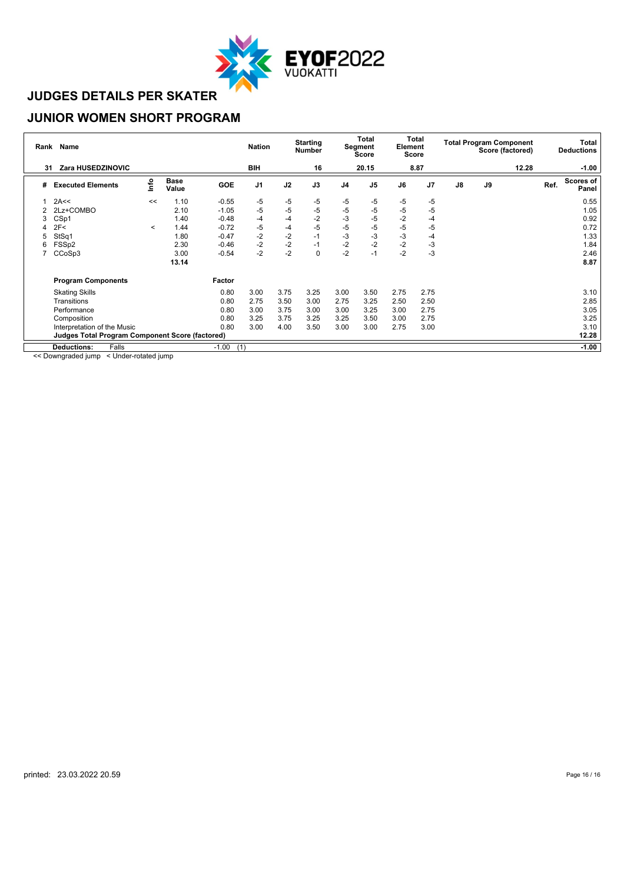EYOF2022 VUOKATTI

# JUDGES DETAILS PER SKATER

## JUNIOR WOMEN SHORT PROGRAM

| Rank | Name | Nation | Starting Number | Total Segment Score | Total Element Score | Total Program Component Score (factored) | Total Deductions |
|---|---|---|---|---|---|---|---|
| 31 | Zara HUSEDZINOVIC | BIH | 16 | 20.15 | 8.87 | 12.28 | -1.00 |

| # | Executed Elements | Info | Base Value | GOE | J1 | J2 | J3 | J4 | J5 | J6 | J7 | J8 | J9 | Ref. | Scores of Panel |
|---|---|---|---|---|---|---|---|---|---|---|---|---|---|---|---|
| 1 | 2A<< | << | 1.10 | -0.55 | -5 | -5 | -5 | -5 | -5 | -5 | -5 | | | | 0.55 |
| 2 | 2Lz+COMBO | | 2.10 | -1.05 | -5 | -5 | -5 | -5 | -5 | -5 | -5 | | | | 1.05 |
| 3 | CSp1 | | 1.40 | -0.48 | -4 | -4 | -2 | -3 | -5 | -2 | -4 | | | | 0.92 |
| 4 | 2F< | < | 1.44 | -0.72 | -5 | -4 | -5 | -5 | -5 | -5 | -5 | | | | 0.72 |
| 5 | StSq1 | | 1.80 | -0.47 | -2 | -2 | -1 | -3 | -3 | -3 | -4 | | | | 1.33 |
| 6 | FSSp2 | | 2.30 | -0.46 | -2 | -2 | -1 | -2 | -2 | -2 | -3 | | | | 1.84 |
| 7 | CCoSp3 | | 3.00 | -0.54 | -2 | -2 | 0 | -2 | -1 | -2 | -3 | | | | 2.46 |
| | | | 13.14 | | | | | | | | | | | | 8.87 |

| Program Components | Factor | J1 | J2 | J3 | J4 | J5 | J6 | J7 | J8 | J9 | Ref. | Scores of Panel |
|---|---|---|---|---|---|---|---|---|---|---|---|---|
| Skating Skills | 0.80 | 3.00 | 3.75 | 3.25 | 3.00 | 3.50 | 2.75 | 2.75 | | | | 3.10 |
| Transitions | 0.80 | 2.75 | 3.50 | 3.00 | 2.75 | 3.25 | 2.50 | 2.50 | | | | 2.85 |
| Performance | 0.80 | 3.00 | 3.75 | 3.00 | 3.00 | 3.25 | 3.00 | 2.75 | | | | 3.05 |
| Composition | 0.80 | 3.25 | 3.75 | 3.25 | 3.25 | 3.50 | 3.00 | 2.75 | | | | 3.25 |
| Interpretation of the Music | 0.80 | 3.00 | 4.00 | 3.50 | 3.00 | 3.00 | 2.75 | 3.00 | | | | 3.10 |
| **Judges Total Program Component Score (factored)** | | | | | | | | | | | | **12.28** |
| **Deductions:** Falls | -1.00 (1) | | | | | | | | | | | **-1.00** |

<< Downgraded jump < Under-rotated jump

printed: 23.03.2022 20.59